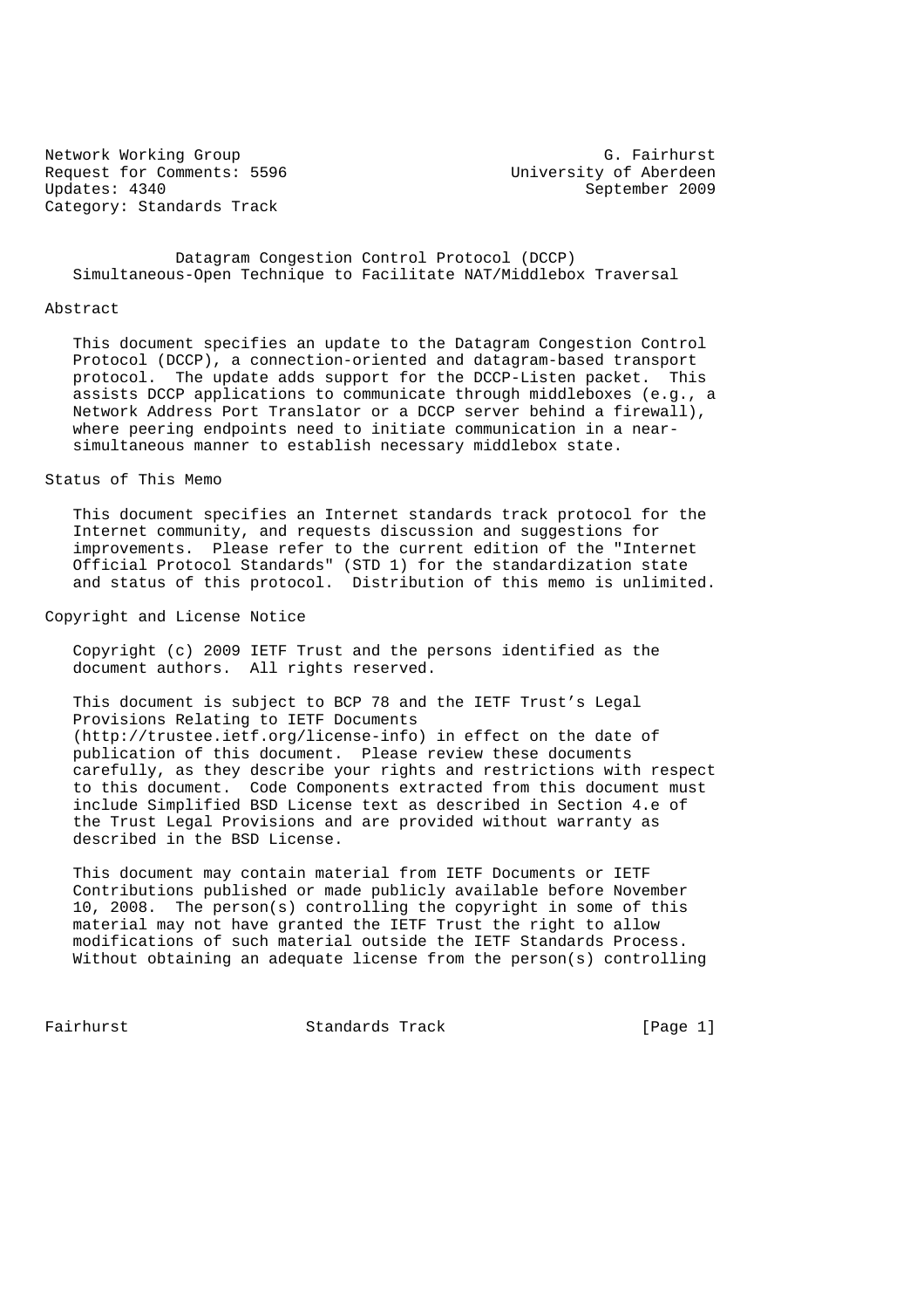Network Working Group G. Fairhurst
Request for Comments: 5596 University of Aberdeen
Updates: 4340 September 2009
Category: Standards Track

# Datagram Congestion Control Protocol (DCCP) Simultaneous-Open Technique to Facilitate NAT/Middlebox Traversal

## Abstract

This document specifies an update to the Datagram Congestion Control Protocol (DCCP), a connection-oriented and datagram-based transport protocol. The update adds support for the DCCP-Listen packet. This assists DCCP applications to communicate through middleboxes (e.g., a Network Address Port Translator or a DCCP server behind a firewall), where peering endpoints need to initiate communication in a near-simultaneous manner to establish necessary middlebox state.

## Status of This Memo

This document specifies an Internet standards track protocol for the Internet community, and requests discussion and suggestions for improvements. Please refer to the current edition of the "Internet Official Protocol Standards" (STD 1) for the standardization state and status of this protocol. Distribution of this memo is unlimited.

## Copyright and License Notice

Copyright (c) 2009 IETF Trust and the persons identified as the document authors. All rights reserved.

This document is subject to BCP 78 and the IETF Trust's Legal Provisions Relating to IETF Documents (http://trustee.ietf.org/license-info) in effect on the date of publication of this document. Please review these documents carefully, as they describe your rights and restrictions with respect to this document. Code Components extracted from this document must include Simplified BSD License text as described in Section 4.e of the Trust Legal Provisions and are provided without warranty as described in the BSD License.

This document may contain material from IETF Documents or IETF Contributions published or made publicly available before November 10, 2008. The person(s) controlling the copyright in some of this material may not have granted the IETF Trust the right to allow modifications of such material outside the IETF Standards Process. Without obtaining an adequate license from the person(s) controlling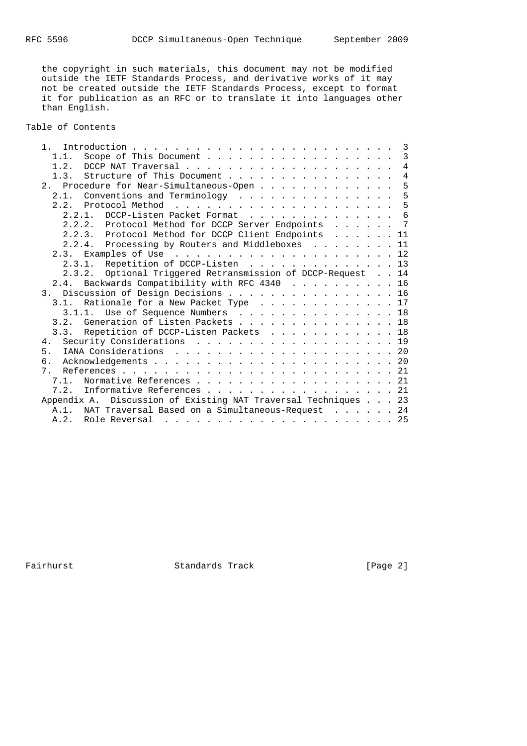the copyright in such materials, this document may not be modified outside the IETF Standards Process, and derivative works of it may not be created outside the IETF Standards Process, except to format it for publication as an RFC or to translate it into languages other than English.

## Table of Contents

```
   1.  Introduction . . . . . . . . . . . . . . . . . . . . . . . . .  3
     1.1.  Scope of This Document . . . . . . . . . . . . . . . . . .  3
     1.2.  DCCP NAT Traversal . . . . . . . . . . . . . . . . . . . .  4
     1.3.  Structure of This Document . . . . . . . . . . . . . . . .  4
   2.  Procedure for Near-Simultaneous-Open . . . . . . . . . . . . .  5
     2.1.  Conventions and Terminology  . . . . . . . . . . . . . . .  5
     2.2.  Protocol Method  . . . . . . . . . . . . . . . . . . . . .  5
       2.2.1.  DCCP-Listen Packet Format  . . . . . . . . . . . . . .  6
       2.2.2.  Protocol Method for DCCP Server Endpoints  . . . . . .  7
       2.2.3.  Protocol Method for DCCP Client Endpoints  . . . . . . 11
       2.2.4.  Processing by Routers and Middleboxes  . . . . . . . . 11
     2.3.  Examples of Use  . . . . . . . . . . . . . . . . . . . . . 12
       2.3.1.  Repetition of DCCP-Listen  . . . . . . . . . . . . . . 13
       2.3.2.  Optional Triggered Retransmission of DCCP-Request  . . 14
     2.4.  Backwards Compatibility with RFC 4340  . . . . . . . . . . 16
   3.  Discussion of Design Decisions . . . . . . . . . . . . . . . . 16
     3.1.  Rationale for a New Packet Type  . . . . . . . . . . . . . 17
       3.1.1.  Use of Sequence Numbers  . . . . . . . . . . . . . . . 18
     3.2.  Generation of Listen Packets . . . . . . . . . . . . . . . 18
     3.3.  Repetition of DCCP-Listen Packets  . . . . . . . . . . . . 18
   4.  Security Considerations  . . . . . . . . . . . . . . . . . . . 19
   5.  IANA Considerations  . . . . . . . . . . . . . . . . . . . . . 20
   6.  Acknowledgements . . . . . . . . . . . . . . . . . . . . . . . 20
   7.  References . . . . . . . . . . . . . . . . . . . . . . . . . . 21
     7.1.  Normative References . . . . . . . . . . . . . . . . . . . 21
     7.2.  Informative References . . . . . . . . . . . . . . . . . . 21
   Appendix A.  Discussion of Existing NAT Traversal Techniques . . . 23
     A.1.  NAT Traversal Based on a Simultaneous-Request  . . . . . . 24
     A.2.  Role Reversal  . . . . . . . . . . . . . . . . . . . . . . 25
```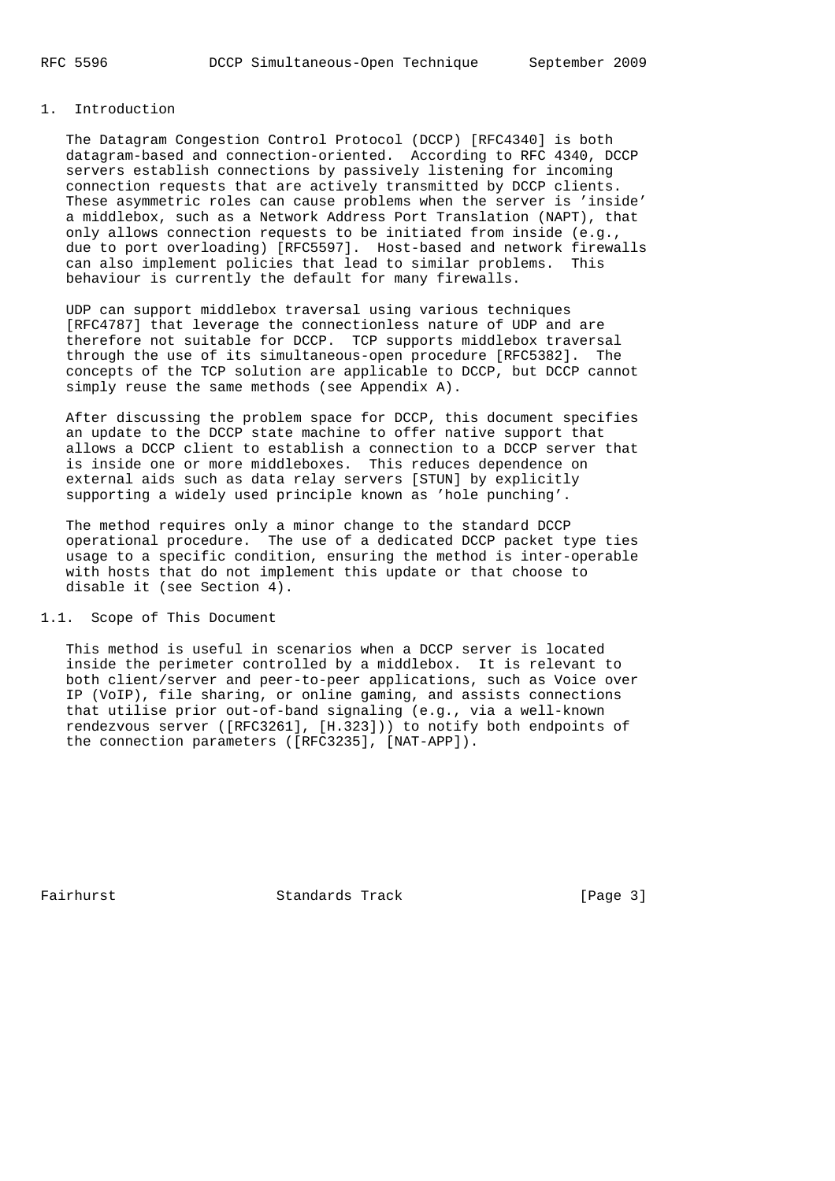## 1. Introduction

The Datagram Congestion Control Protocol (DCCP) [RFC4340] is both datagram-based and connection-oriented. According to RFC 4340, DCCP servers establish connections by passively listening for incoming connection requests that are actively transmitted by DCCP clients. These asymmetric roles can cause problems when the server is 'inside' a middlebox, such as a Network Address Port Translation (NAPT), that only allows connection requests to be initiated from inside (e.g., due to port overloading) [RFC5597]. Host-based and network firewalls can also implement policies that lead to similar problems. This behaviour is currently the default for many firewalls.

UDP can support middlebox traversal using various techniques [RFC4787] that leverage the connectionless nature of UDP and are therefore not suitable for DCCP. TCP supports middlebox traversal through the use of its simultaneous-open procedure [RFC5382]. The concepts of the TCP solution are applicable to DCCP, but DCCP cannot simply reuse the same methods (see Appendix A).

After discussing the problem space for DCCP, this document specifies an update to the DCCP state machine to offer native support that allows a DCCP client to establish a connection to a DCCP server that is inside one or more middleboxes. This reduces dependence on external aids such as data relay servers [STUN] by explicitly supporting a widely used principle known as 'hole punching'.

The method requires only a minor change to the standard DCCP operational procedure. The use of a dedicated DCCP packet type ties usage to a specific condition, ensuring the method is inter-operable with hosts that do not implement this update or that choose to disable it (see Section 4).

### 1.1. Scope of This Document

This method is useful in scenarios when a DCCP server is located inside the perimeter controlled by a middlebox. It is relevant to both client/server and peer-to-peer applications, such as Voice over IP (VoIP), file sharing, or online gaming, and assists connections that utilise prior out-of-band signaling (e.g., via a well-known rendezvous server ([RFC3261], [H.323])) to notify both endpoints of the connection parameters ([RFC3235], [NAT-APP]).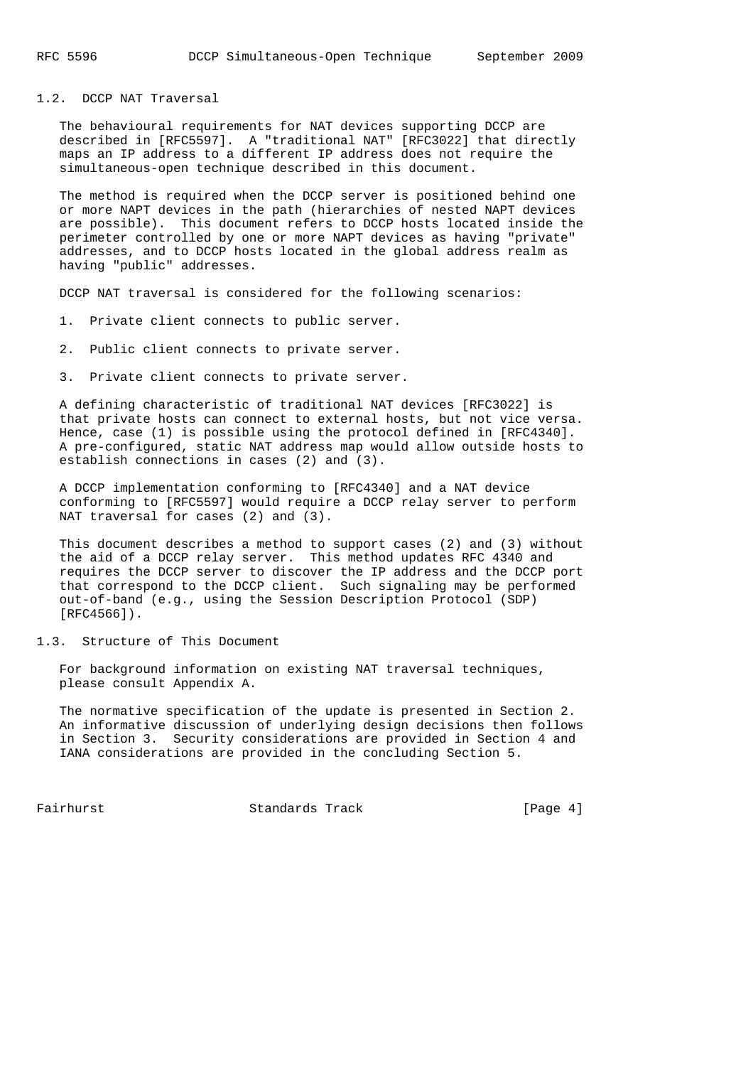### 1.2. DCCP NAT Traversal

The behavioural requirements for NAT devices supporting DCCP are described in [RFC5597]. A "traditional NAT" [RFC3022] that directly maps an IP address to a different IP address does not require the simultaneous-open technique described in this document.

The method is required when the DCCP server is positioned behind one or more NAPT devices in the path (hierarchies of nested NAPT devices are possible). This document refers to DCCP hosts located inside the perimeter controlled by one or more NAPT devices as having "private" addresses, and to DCCP hosts located in the global address realm as having "public" addresses.

DCCP NAT traversal is considered for the following scenarios:

1. Private client connects to public server.
2. Public client connects to private server.
3. Private client connects to private server.

A defining characteristic of traditional NAT devices [RFC3022] is that private hosts can connect to external hosts, but not vice versa. Hence, case (1) is possible using the protocol defined in [RFC4340]. A pre-configured, static NAT address map would allow outside hosts to establish connections in cases (2) and (3).

A DCCP implementation conforming to [RFC4340] and a NAT device conforming to [RFC5597] would require a DCCP relay server to perform NAT traversal for cases (2) and (3).

This document describes a method to support cases (2) and (3) without the aid of a DCCP relay server. This method updates RFC 4340 and requires the DCCP server to discover the IP address and the DCCP port that correspond to the DCCP client. Such signaling may be performed out-of-band (e.g., using the Session Description Protocol (SDP) [RFC4566]).

### 1.3. Structure of This Document

For background information on existing NAT traversal techniques, please consult Appendix A.

The normative specification of the update is presented in Section 2. An informative discussion of underlying design decisions then follows in Section 3. Security considerations are provided in Section 4 and IANA considerations are provided in the concluding Section 5.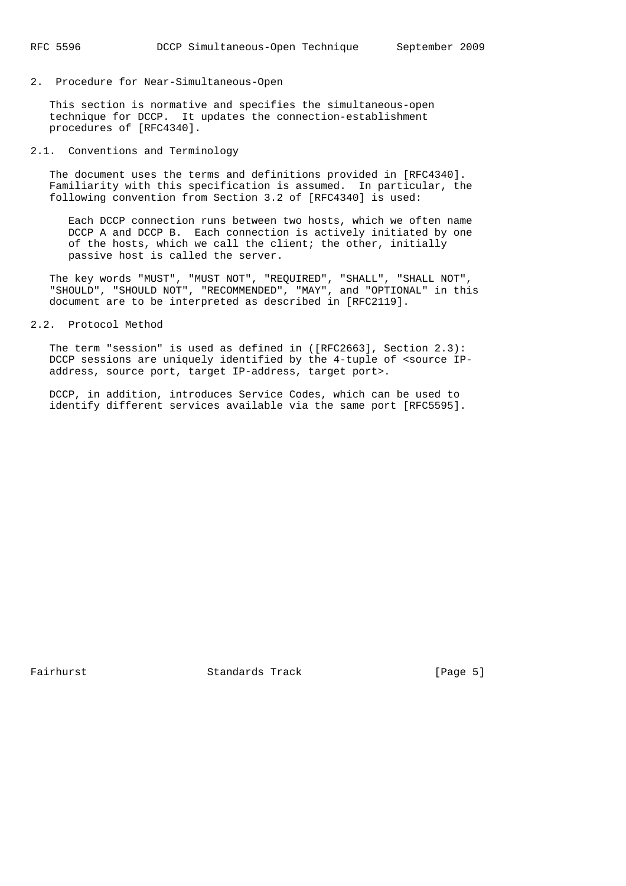## 2. Procedure for Near-Simultaneous-Open

This section is normative and specifies the simultaneous-open technique for DCCP. It updates the connection-establishment procedures of [RFC4340].

### 2.1. Conventions and Terminology

The document uses the terms and definitions provided in [RFC4340]. Familiarity with this specification is assumed. In particular, the following convention from Section 3.2 of [RFC4340] is used:

> Each DCCP connection runs between two hosts, which we often name DCCP A and DCCP B. Each connection is actively initiated by one of the hosts, which we call the client; the other, initially passive host is called the server.

The key words "MUST", "MUST NOT", "REQUIRED", "SHALL", "SHALL NOT", "SHOULD", "SHOULD NOT", "RECOMMENDED", "MAY", and "OPTIONAL" in this document are to be interpreted as described in [RFC2119].

### 2.2. Protocol Method

The term "session" is used as defined in ([RFC2663], Section 2.3): DCCP sessions are uniquely identified by the 4-tuple of <source IP-address, source port, target IP-address, target port>.

DCCP, in addition, introduces Service Codes, which can be used to identify different services available via the same port [RFC5595].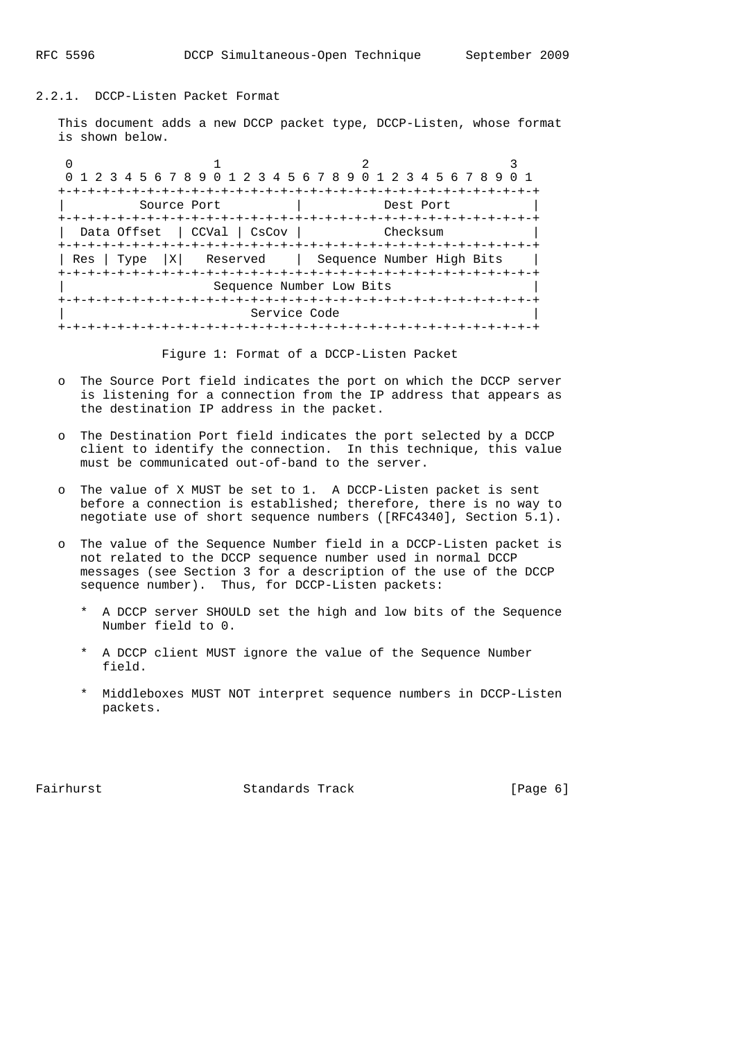### 2.2.1. DCCP-Listen Packet Format

This document adds a new DCCP packet type, DCCP-Listen, whose format is shown below.

```
 0                   1                   2                   3
 0 1 2 3 4 5 6 7 8 9 0 1 2 3 4 5 6 7 8 9 0 1 2 3 4 5 6 7 8 9 0 1
+-+-+-+-+-+-+-+-+-+-+-+-+-+-+-+-+-+-+-+-+-+-+-+-+-+-+-+-+-+-+-+-+
|          Source Port          |           Dest Port           |
+-+-+-+-+-+-+-+-+-+-+-+-+-+-+-+-+-+-+-+-+-+-+-+-+-+-+-+-+-+-+-+-+
|  Data Offset  | CCVal | CsCov |           Checksum            |
+-+-+-+-+-+-+-+-+-+-+-+-+-+-+-+-+-+-+-+-+-+-+-+-+-+-+-+-+-+-+-+-+
| Res | Type  |X|   Reserved    |  Sequence Number High Bits    |
+-+-+-+-+-+-+-+-+-+-+-+-+-+-+-+-+-+-+-+-+-+-+-+-+-+-+-+-+-+-+-+-+
|                   Sequence Number Low Bits                    |
+-+-+-+-+-+-+-+-+-+-+-+-+-+-+-+-+-+-+-+-+-+-+-+-+-+-+-+-+-+-+-+-+
|                         Service Code                          |
+-+-+-+-+-+-+-+-+-+-+-+-+-+-+-+-+-+-+-+-+-+-+-+-+-+-+-+-+-+-+-+-+
```

Figure 1: Format of a DCCP-Listen Packet

- The Source Port field indicates the port on which the DCCP server is listening for a connection from the IP address that appears as the destination IP address in the packet.

- The Destination Port field indicates the port selected by a DCCP client to identify the connection. In this technique, this value must be communicated out-of-band to the server.

- The value of X MUST be set to 1. A DCCP-Listen packet is sent before a connection is established; therefore, there is no way to negotiate use of short sequence numbers ([RFC4340], Section 5.1).

- The value of the Sequence Number field in a DCCP-Listen packet is not related to the DCCP sequence number used in normal DCCP messages (see Section 3 for a description of the use of the DCCP sequence number). Thus, for DCCP-Listen packets:

  * A DCCP server SHOULD set the high and low bits of the Sequence Number field to 0.

  * A DCCP client MUST ignore the value of the Sequence Number field.

  * Middleboxes MUST NOT interpret sequence numbers in DCCP-Listen packets.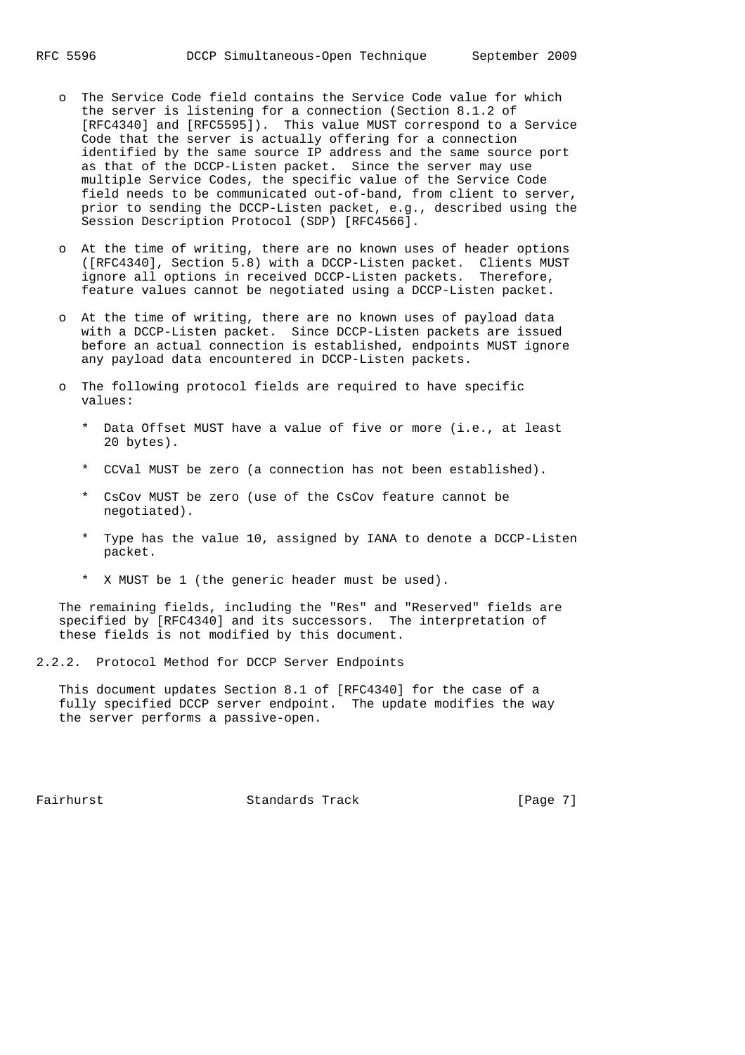- The Service Code field contains the Service Code value for which the server is listening for a connection (Section 8.1.2 of [RFC4340] and [RFC5595]). This value MUST correspond to a Service Code that the server is actually offering for a connection identified by the same source IP address and the same source port as that of the DCCP-Listen packet. Since the server may use multiple Service Codes, the specific value of the Service Code field needs to be communicated out-of-band, from client to server, prior to sending the DCCP-Listen packet, e.g., described using the Session Description Protocol (SDP) [RFC4566].

- At the time of writing, there are no known uses of header options ([RFC4340], Section 5.8) with a DCCP-Listen packet. Clients MUST ignore all options in received DCCP-Listen packets. Therefore, feature values cannot be negotiated using a DCCP-Listen packet.

- At the time of writing, there are no known uses of payload data with a DCCP-Listen packet. Since DCCP-Listen packets are issued before an actual connection is established, endpoints MUST ignore any payload data encountered in DCCP-Listen packets.

- The following protocol fields are required to have specific values:

  * Data Offset MUST have a value of five or more (i.e., at least 20 bytes).

  * CCVal MUST be zero (a connection has not been established).

  * CsCov MUST be zero (use of the CsCov feature cannot be negotiated).

  * Type has the value 10, assigned by IANA to denote a DCCP-Listen packet.

  * X MUST be 1 (the generic header must be used).

The remaining fields, including the "Res" and "Reserved" fields are specified by [RFC4340] and its successors. The interpretation of these fields is not modified by this document.

### 2.2.2. Protocol Method for DCCP Server Endpoints

This document updates Section 8.1 of [RFC4340] for the case of a fully specified DCCP server endpoint. The update modifies the way the server performs a passive-open.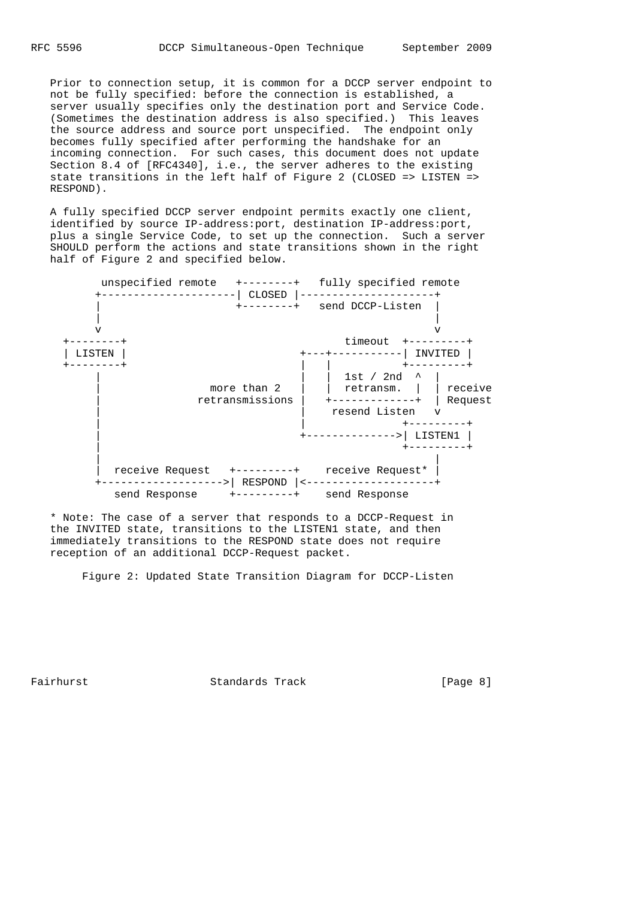Prior to connection setup, it is common for a DCCP server endpoint to not be fully specified: before the connection is established, a server usually specifies only the destination port and Service Code. (Sometimes the destination address is also specified.) This leaves the source address and source port unspecified. The endpoint only becomes fully specified after performing the handshake for an incoming connection. For such cases, this document does not update Section 8.4 of [RFC4340], i.e., the server adheres to the existing state transitions in the left half of Figure 2 (CLOSED => LISTEN => RESPOND).

A fully specified DCCP server endpoint permits exactly one client, identified by source IP-address:port, destination IP-address:port, plus a single Service Code, to set up the connection. Such a server SHOULD perform the actions and state transitions shown in the right half of Figure 2 and specified below.

```
        unspecified remote   +--------+   fully specified remote
       +---------------------| CLOSED |---------------------+
       |                     +--------+   send DCCP-Listen  |
       |                                                    |
       v                                                    v
  +--------+                                   timeout  +---------+
  | LISTEN |                              +---+-----------| INVITED |
  +--------+                              |   |           +---------+
       |                                  |   |  1st / 2nd  ^  |
       |                 more than 2      |   |  retransm.  |  | receive
       |               retransmissions    |   +-------------+  | Request
       |                                  |    resend Listen   v
       |                                  |                +---------+
       |                                  +--------------->| LISTEN1 |
       |                                                   +---------+
       |                                                        |
       |  receive Request   +---------+    receive Request*     |
       +------------------->| RESPOND |<------------------------+
          send Response     +---------+    send Response
```

* Note: The case of a server that responds to a DCCP-Request in the INVITED state, transitions to the LISTEN1 state, and then immediately transitions to the RESPOND state does not require reception of an additional DCCP-Request packet.

Figure 2: Updated State Transition Diagram for DCCP-Listen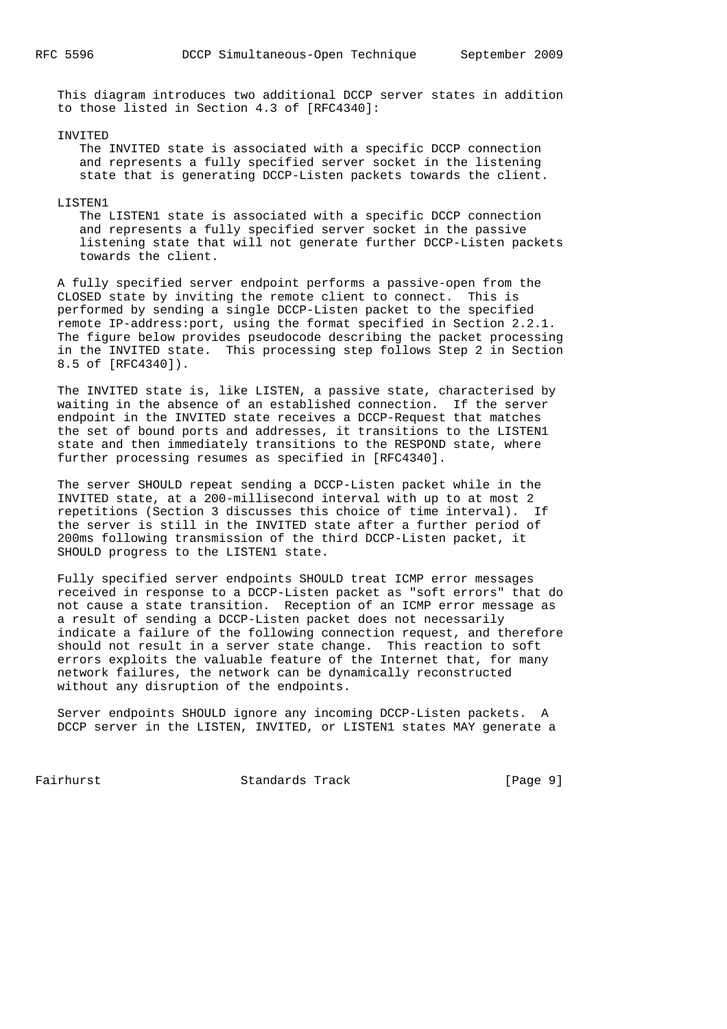This diagram introduces two additional DCCP server states in addition to those listed in Section 4.3 of [RFC4340]:

INVITED
: The INVITED state is associated with a specific DCCP connection and represents a fully specified server socket in the listening state that is generating DCCP-Listen packets towards the client.

LISTEN1
: The LISTEN1 state is associated with a specific DCCP connection and represents a fully specified server socket in the passive listening state that will not generate further DCCP-Listen packets towards the client.

A fully specified server endpoint performs a passive-open from the CLOSED state by inviting the remote client to connect. This is performed by sending a single DCCP-Listen packet to the specified remote IP-address:port, using the format specified in Section 2.2.1. The figure below provides pseudocode describing the packet processing in the INVITED state. This processing step follows Step 2 in Section 8.5 of [RFC4340]).

The INVITED state is, like LISTEN, a passive state, characterised by waiting in the absence of an established connection. If the server endpoint in the INVITED state receives a DCCP-Request that matches the set of bound ports and addresses, it transitions to the LISTEN1 state and then immediately transitions to the RESPOND state, where further processing resumes as specified in [RFC4340].

The server SHOULD repeat sending a DCCP-Listen packet while in the INVITED state, at a 200-millisecond interval with up to at most 2 repetitions (Section 3 discusses this choice of time interval). If the server is still in the INVITED state after a further period of 200ms following transmission of the third DCCP-Listen packet, it SHOULD progress to the LISTEN1 state.

Fully specified server endpoints SHOULD treat ICMP error messages received in response to a DCCP-Listen packet as "soft errors" that do not cause a state transition. Reception of an ICMP error message as a result of sending a DCCP-Listen packet does not necessarily indicate a failure of the following connection request, and therefore should not result in a server state change. This reaction to soft errors exploits the valuable feature of the Internet that, for many network failures, the network can be dynamically reconstructed without any disruption of the endpoints.

Server endpoints SHOULD ignore any incoming DCCP-Listen packets. A DCCP server in the LISTEN, INVITED, or LISTEN1 states MAY generate a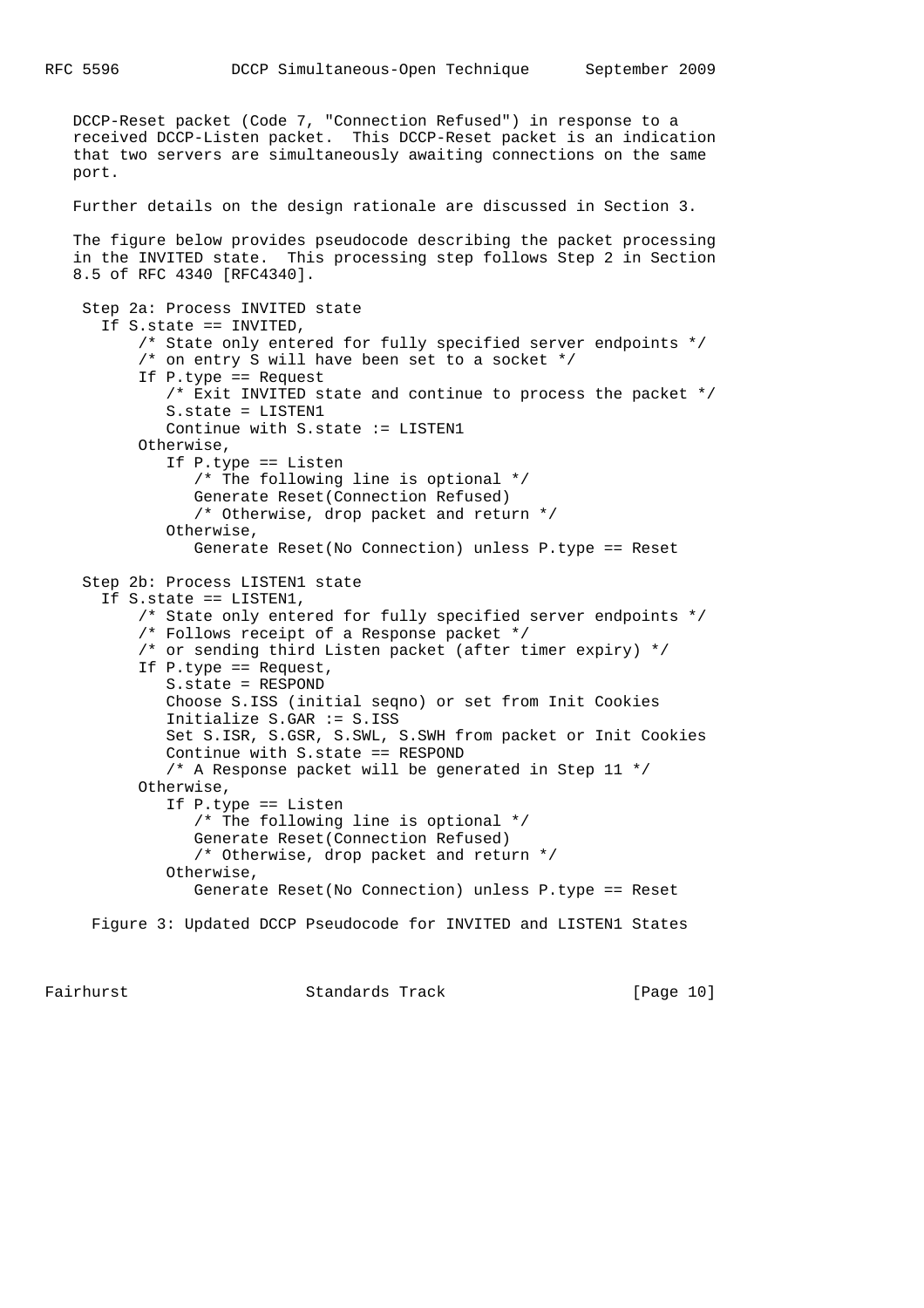DCCP-Reset packet (Code 7, "Connection Refused") in response to a received DCCP-Listen packet. This DCCP-Reset packet is an indication that two servers are simultaneously awaiting connections on the same port.

Further details on the design rationale are discussed in Section 3.

The figure below provides pseudocode describing the packet processing in the INVITED state. This processing step follows Step 2 in Section 8.5 of RFC 4340 [RFC4340].

```
 Step 2a: Process INVITED state
   If S.state == INVITED,
        /* State only entered for fully specified server endpoints */
        /* on entry S will have been set to a socket */
        If P.type == Request
           /* Exit INVITED state and continue to process the packet */
           S.state = LISTEN1
           Continue with S.state := LISTEN1
        Otherwise,
           If P.type == Listen
              /* The following line is optional */
              Generate Reset(Connection Refused)
              /* Otherwise, drop packet and return */
           Otherwise,
              Generate Reset(No Connection) unless P.type == Reset

 Step 2b: Process LISTEN1 state
   If S.state == LISTEN1,
        /* State only entered for fully specified server endpoints */
        /* Follows receipt of a Response packet */
        /* or sending third Listen packet (after timer expiry) */
        If P.type == Request,
           S.state = RESPOND
           Choose S.ISS (initial seqno) or set from Init Cookies
           Initialize S.GAR := S.ISS
           Set S.ISR, S.GSR, S.SWL, S.SWH from packet or Init Cookies
           Continue with S.state == RESPOND
           /* A Response packet will be generated in Step 11 */
        Otherwise,
           If P.type == Listen
              /* The following line is optional */
              Generate Reset(Connection Refused)
              /* Otherwise, drop packet and return */
           Otherwise,
              Generate Reset(No Connection) unless P.type == Reset
```

Figure 3: Updated DCCP Pseudocode for INVITED and LISTEN1 States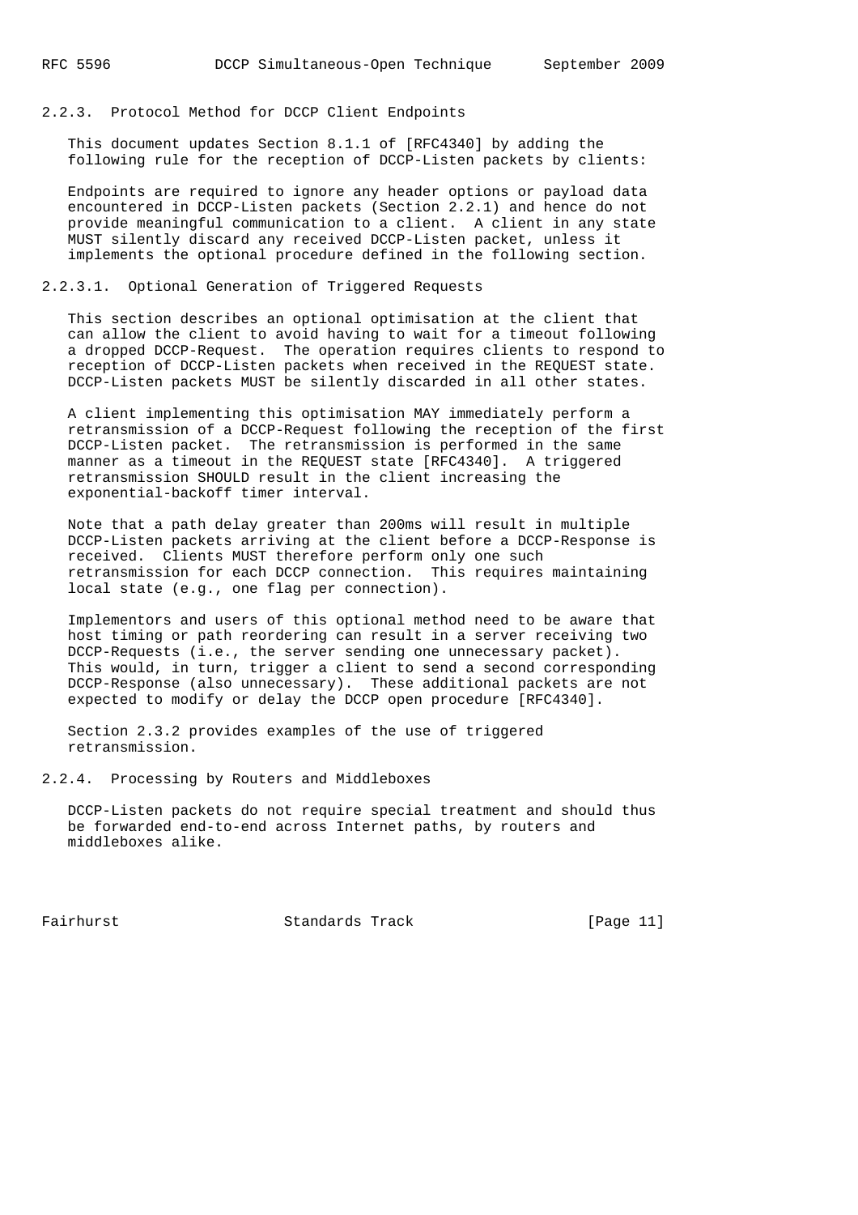### 2.2.3. Protocol Method for DCCP Client Endpoints

This document updates Section 8.1.1 of [RFC4340] by adding the following rule for the reception of DCCP-Listen packets by clients:

Endpoints are required to ignore any header options or payload data encountered in DCCP-Listen packets (Section 2.2.1) and hence do not provide meaningful communication to a client. A client in any state MUST silently discard any received DCCP-Listen packet, unless it implements the optional procedure defined in the following section.

#### 2.2.3.1. Optional Generation of Triggered Requests

This section describes an optional optimisation at the client that can allow the client to avoid having to wait for a timeout following a dropped DCCP-Request. The operation requires clients to respond to reception of DCCP-Listen packets when received in the REQUEST state. DCCP-Listen packets MUST be silently discarded in all other states.

A client implementing this optimisation MAY immediately perform a retransmission of a DCCP-Request following the reception of the first DCCP-Listen packet. The retransmission is performed in the same manner as a timeout in the REQUEST state [RFC4340]. A triggered retransmission SHOULD result in the client increasing the exponential-backoff timer interval.

Note that a path delay greater than 200ms will result in multiple DCCP-Listen packets arriving at the client before a DCCP-Response is received. Clients MUST therefore perform only one such retransmission for each DCCP connection. This requires maintaining local state (e.g., one flag per connection).

Implementors and users of this optional method need to be aware that host timing or path reordering can result in a server receiving two DCCP-Requests (i.e., the server sending one unnecessary packet). This would, in turn, trigger a client to send a second corresponding DCCP-Response (also unnecessary). These additional packets are not expected to modify or delay the DCCP open procedure [RFC4340].

Section 2.3.2 provides examples of the use of triggered retransmission.

### 2.2.4. Processing by Routers and Middleboxes

DCCP-Listen packets do not require special treatment and should thus be forwarded end-to-end across Internet paths, by routers and middleboxes alike.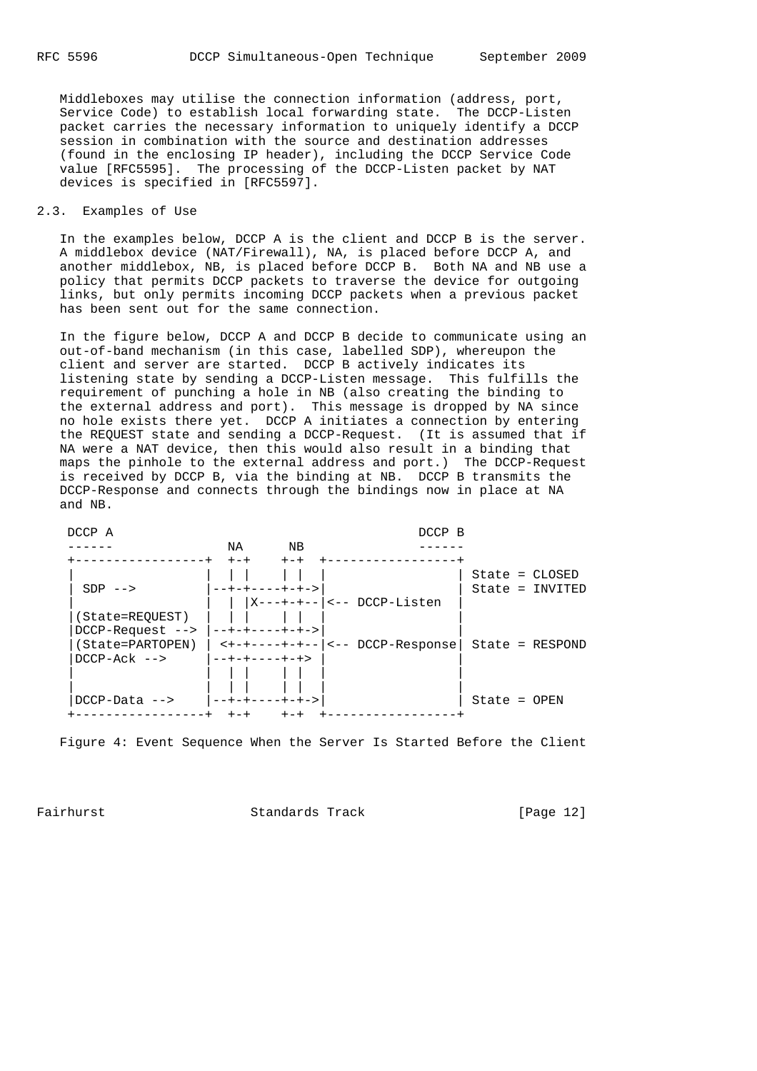Middleboxes may utilise the connection information (address, port, Service Code) to establish local forwarding state. The DCCP-Listen packet carries the necessary information to uniquely identify a DCCP session in combination with the source and destination addresses (found in the enclosing IP header), including the DCCP Service Code value [RFC5595]. The processing of the DCCP-Listen packet by NAT devices is specified in [RFC5597].

### 2.3. Examples of Use

In the examples below, DCCP A is the client and DCCP B is the server. A middlebox device (NAT/Firewall), NA, is placed before DCCP A, and another middlebox, NB, is placed before DCCP B. Both NA and NB use a policy that permits DCCP packets to traverse the device for outgoing links, but only permits incoming DCCP packets when a previous packet has been sent out for the same connection.

In the figure below, DCCP A and DCCP B decide to communicate using an out-of-band mechanism (in this case, labelled SDP), whereupon the client and server are started. DCCP B actively indicates its listening state by sending a DCCP-Listen message. This fulfills the requirement of punching a hole in NB (also creating the binding to the external address and port). This message is dropped by NA since no hole exists there yet. DCCP A initiates a connection by entering the REQUEST state and sending a DCCP-Request. (It is assumed that if NA were a NAT device, then this would also result in a binding that maps the pinhole to the external address and port.) The DCCP-Request is received by DCCP B, via the binding at NB. DCCP B transmits the DCCP-Response and connects through the bindings now in place at NA and NB.

```
 DCCP A                                           DCCP B
 ------                   NA      NB              ------
 +-----------------+  +-+    +-+  +-----------------+
 |                 |  | |    | |  |                 | State = CLOSED
 | SDP -->         |--+-+----+-+->|                 | State = INVITED
 |                 |  | |X---+-+--|<-- DCCP-Listen  |
 |(State=REQUEST)  |  | |    | |  |                 |
 |DCCP-Request --> |--+-+----+-+->|                 |
 |(State=PARTOPEN) | <+-+----+-+--|<-- DCCP-Response| State = RESPOND
 |DCCP-Ack -->     |--+-+----+-+> |                 |
 |                 |  | |    | |  |                 |
 |                 |  | |    | |  |                 |
 |DCCP-Data -->    |--+-+----+-+->|                 | State = OPEN
 +-----------------+  +-+    +-+  +-----------------+
```

Figure 4: Event Sequence When the Server Is Started Before the Client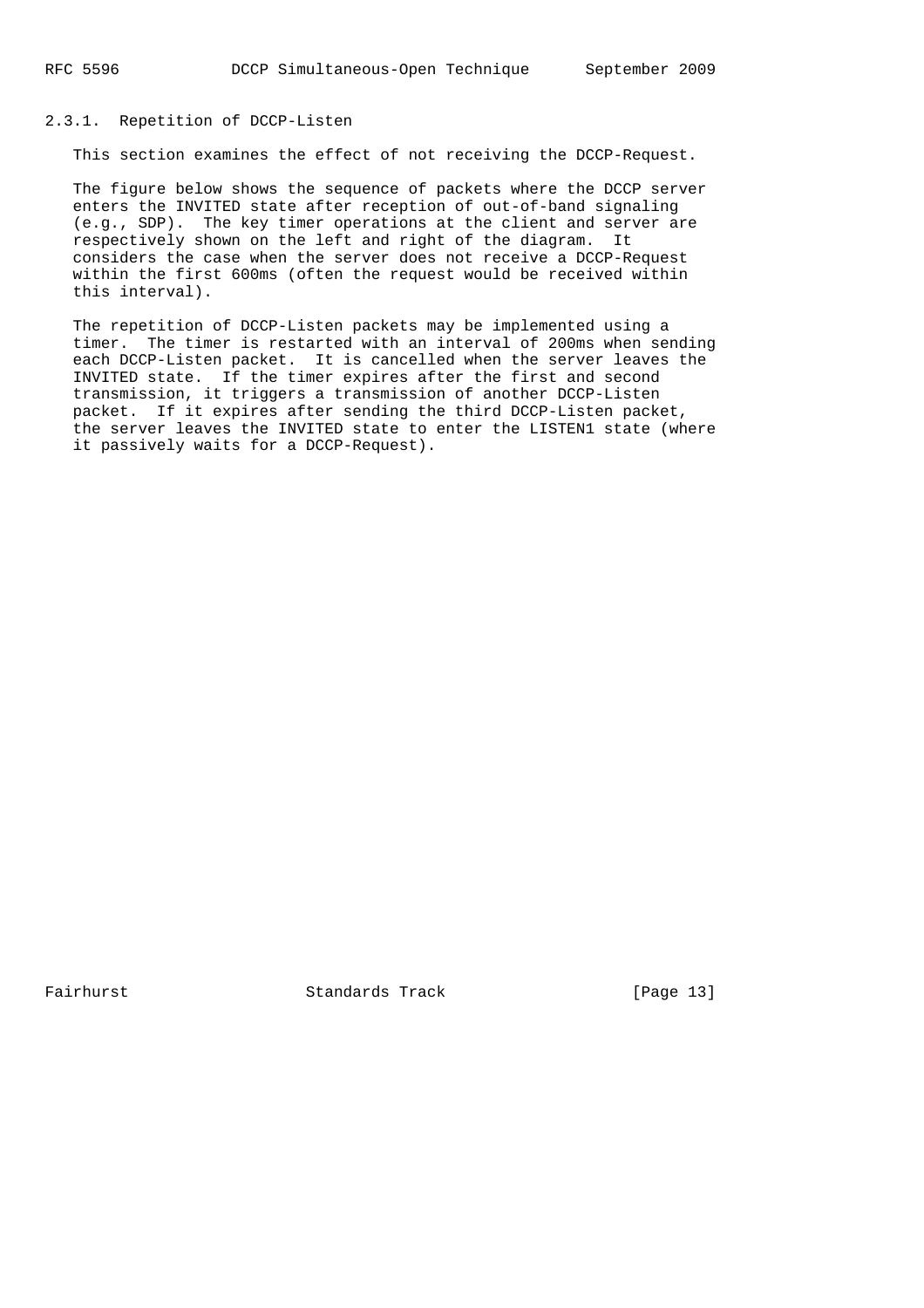### 2.3.1. Repetition of DCCP-Listen

This section examines the effect of not receiving the DCCP-Request.

The figure below shows the sequence of packets where the DCCP server enters the INVITED state after reception of out-of-band signaling (e.g., SDP). The key timer operations at the client and server are respectively shown on the left and right of the diagram. It considers the case when the server does not receive a DCCP-Request within the first 600ms (often the request would be received within this interval).

The repetition of DCCP-Listen packets may be implemented using a timer. The timer is restarted with an interval of 200ms when sending each DCCP-Listen packet. It is cancelled when the server leaves the INVITED state. If the timer expires after the first and second transmission, it triggers a transmission of another DCCP-Listen packet. If it expires after sending the third DCCP-Listen packet, the server leaves the INVITED state to enter the LISTEN1 state (where it passively waits for a DCCP-Request).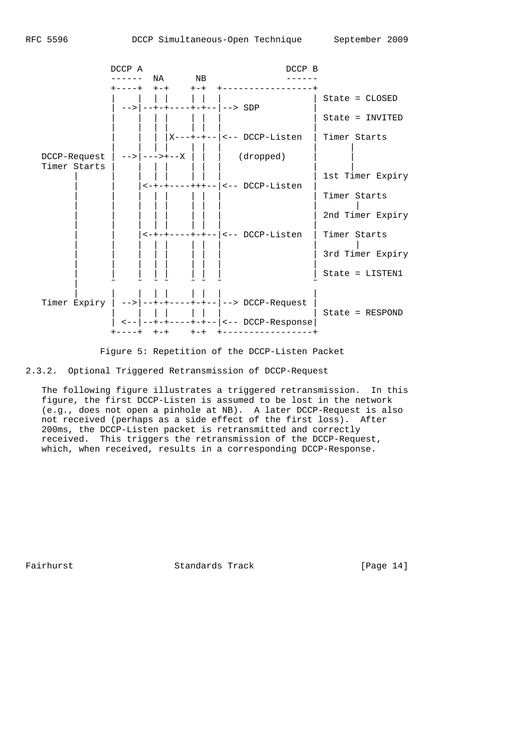```
            DCCP A                              DCCP B
            ------  NA      NB                  ------
            +----+  +-+     +-+  +-----------------+
            |    |  | |     | |  |                 | State = CLOSED
            | -->|--+-+----+-+--|--> SDP          |
            |    |  | |     | |  |                 | State = INVITED
            |    |  | |     | |  |                 |
            |    |  | |X---+-+--|<-- DCCP-Listen  | Timer Starts
            |    |  | |     | |  |                 |      |
DCCP-Request | -->|--->+--X | |  |   (dropped)     |      |
Timer Starts |    |  | |     | |  |                 |      |
       |     |    |  | |     | |  |                 | 1st Timer Expiry
       |     |    |<-+-+----++--|<-- DCCP-Listen  |
       |     |    |  | |     | |  |                 | Timer Starts
       |     |    |  | |     | |  |                 |       |
       |     |    |  | |     | |  |                 | 2nd Timer Expiry
       |     |    |  | |     | |  |                 |
       |     |    |<-+-+----+-+--|<-- DCCP-Listen  | Timer Starts
       |     |    |  | |     | |  |                 |       |
       |     |    |  | |     | |  |                 | 3rd Timer Expiry
       |     |    |  | |     | |  |                 |
       |     |    |  | |     | |  |                 | State = LISTEN1
       |     ~    ~  ~ ~     ~ ~  ~                 ~
       |     |    |  | |     | |  |                 |
Timer Expiry | -->|--+-+----+-+--|--> DCCP-Request |
             |    |  | |     | |  |                 | State = RESPOND
             | <--|--+-+----+-+--|<-- DCCP-Response|
             +----+  +-+     +-+  +-----------------+
```

Figure 5: Repetition of the DCCP-Listen Packet

### 2.3.2. Optional Triggered Retransmission of DCCP-Request

The following figure illustrates a triggered retransmission. In this figure, the first DCCP-Listen is assumed to be lost in the network (e.g., does not open a pinhole at NB). A later DCCP-Request is also not received (perhaps as a side effect of the first loss). After 200ms, the DCCP-Listen packet is retransmitted and correctly received. This triggers the retransmission of the DCCP-Request, which, when received, results in a corresponding DCCP-Response.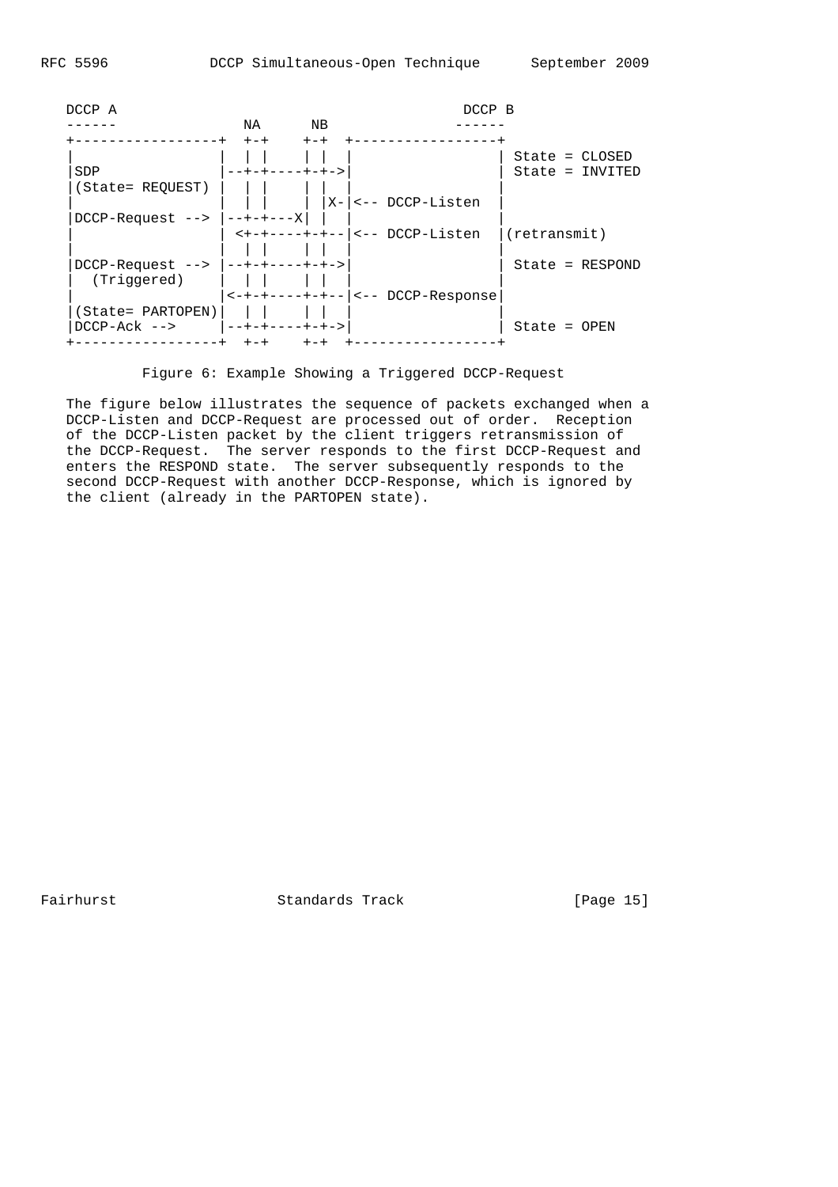```
   DCCP A                                           DCCP B
   ------                 NA      NB               ------
  +-----------------+  +-+    +-+  +-----------------+
  |                 |  | |    | |  |                 | State = CLOSED
  |SDP              |--+-+----+-+->|                 | State = INVITED
  |(State= REQUEST) |  | |    | |  |                 |
  |                 |  | |    | |X-|<-- DCCP-Listen  |
  |DCCP-Request --> |--+-+---X|  | |                 |
  |                 | <+-+----+-+--|<-- DCCP-Listen  |(retransmit)
  |                 |  | |    | |  |                 |
  |DCCP-Request --> |--+-+----+-+->|                 | State = RESPOND
  |  (Triggered)    |  | |    | |  |                 |
  |                 |<-+-+----+-+--|<-- DCCP-Response|
  |(State= PARTOPEN)|  | |    | |  |                 |
  |DCCP-Ack -->     |--+-+----+-+->|                 | State = OPEN
  +-----------------+  +-+    +-+  +-----------------+
```

Figure 6: Example Showing a Triggered DCCP-Request

The figure below illustrates the sequence of packets exchanged when a DCCP-Listen and DCCP-Request are processed out of order. Reception of the DCCP-Listen packet by the client triggers retransmission of the DCCP-Request. The server responds to the first DCCP-Request and enters the RESPOND state. The server subsequently responds to the second DCCP-Request with another DCCP-Response, which is ignored by the client (already in the PARTOPEN state).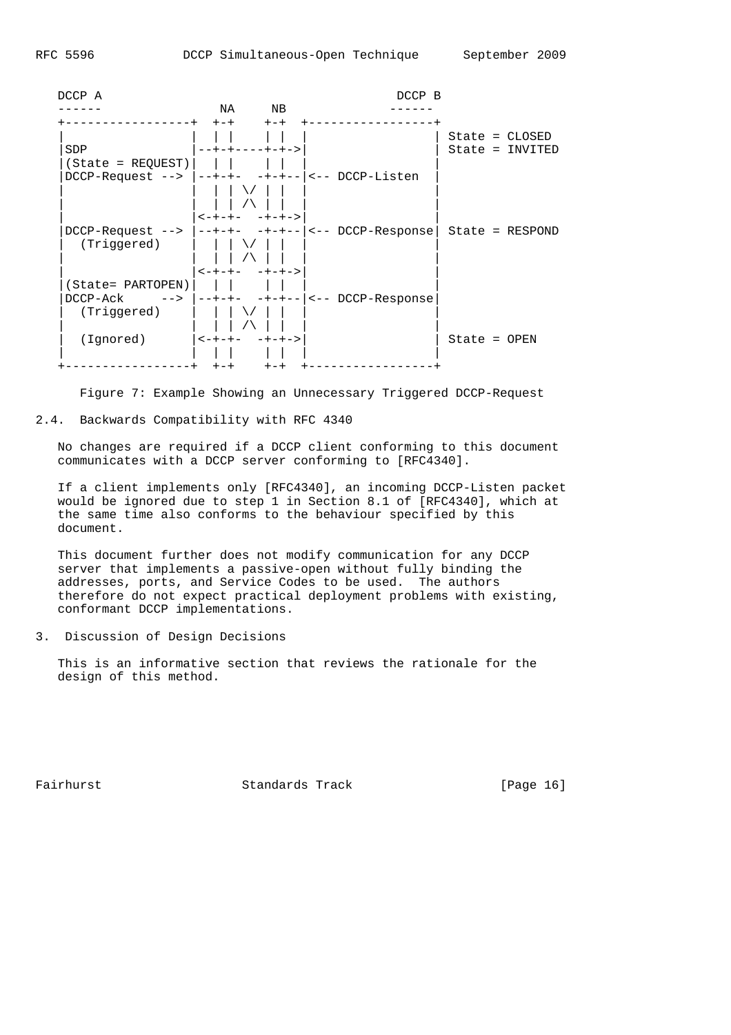```
   DCCP A                                          DCCP B
   ------                NA     NB                 ------
   +-----------------+  +-+    +-+  +-----------------+
   |                 |  | |    | |  |                 | State = CLOSED
   |SDP              |--+-+----+-+->|                 | State = INVITED
   |(State = REQUEST)|  | |    | |  |                 |
   |DCCP-Request --> |--+-+-  -+-+--|<-- DCCP-Listen  |
   |                 |  | | \/ | |  |                 |
   |                 |  | | /\ | |  |                 |
   |                 |<-+-+-  -+-+->|                 |
   |DCCP-Request --> |--+-+-  -+-+--|<-- DCCP-Response| State = RESPOND
   |  (Triggered)    |  | | \/ | |  |                 |
   |                 |  | | /\ | |  |                 |
   |                 |<-+-+-  -+-+->|                 |
   |(State= PARTOPEN)|  | |    | |  |                 |
   |DCCP-Ack     --> |--+-+-  -+-+--|<-- DCCP-Response|
   |  (Triggered)    |  | | \/ | |  |                 |
   |                 |  | | /\ | |  |                 |
   |  (Ignored)      |<-+-+-  -+-+->|                 | State = OPEN
   |                 |  | |    | |  |                 |
   +-----------------+  +-+    +-+  +-----------------+
```

Figure 7: Example Showing an Unnecessary Triggered DCCP-Request

## 2.4. Backwards Compatibility with RFC 4340

No changes are required if a DCCP client conforming to this document communicates with a DCCP server conforming to [RFC4340].

If a client implements only [RFC4340], an incoming DCCP-Listen packet would be ignored due to step 1 in Section 8.1 of [RFC4340], which at the same time also conforms to the behaviour specified by this document.

This document further does not modify communication for any DCCP server that implements a passive-open without fully binding the addresses, ports, and Service Codes to be used. The authors therefore do not expect practical deployment problems with existing, conformant DCCP implementations.

# 3. Discussion of Design Decisions

This is an informative section that reviews the rationale for the design of this method.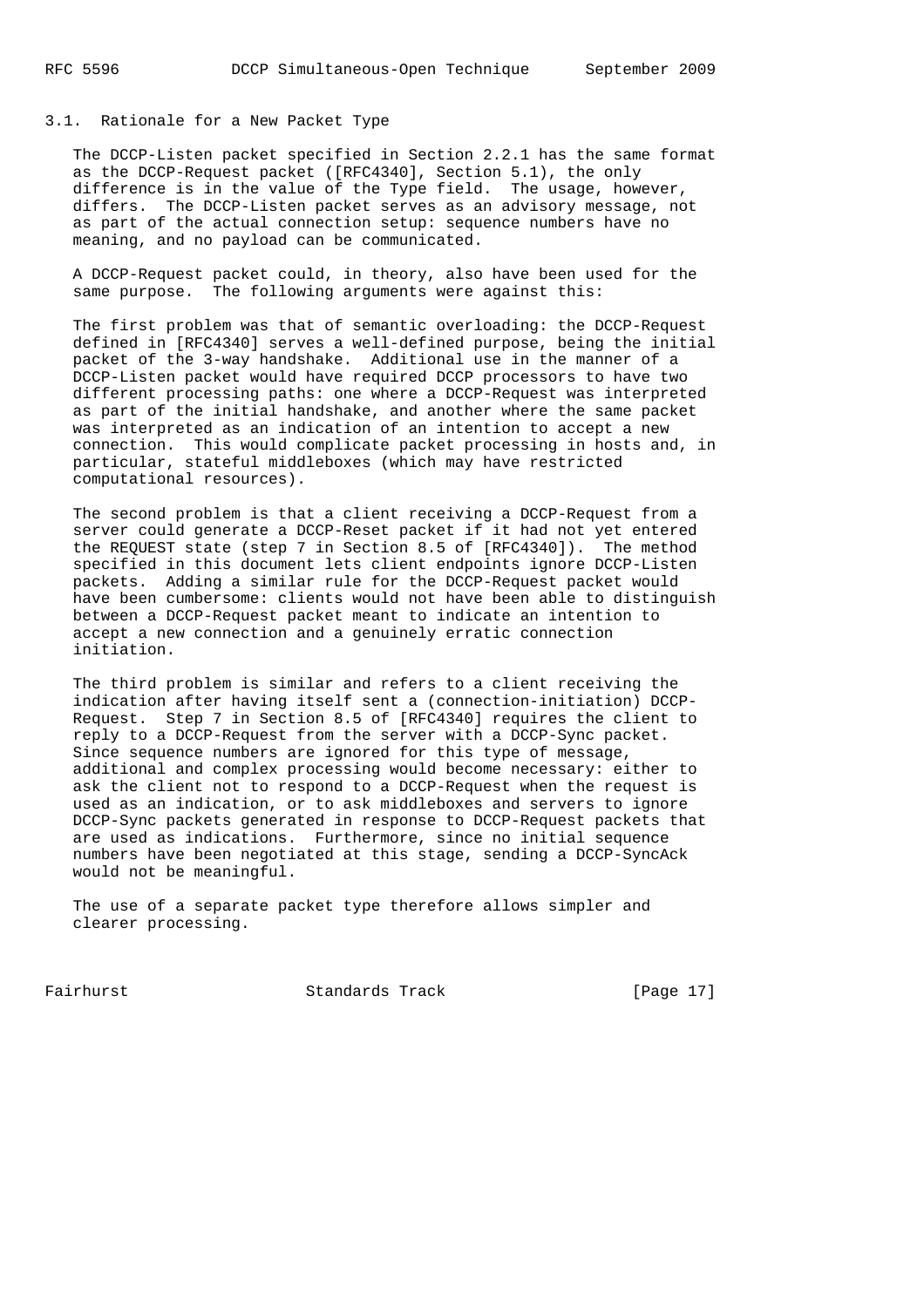### 3.1. Rationale for a New Packet Type

The DCCP-Listen packet specified in Section 2.2.1 has the same format as the DCCP-Request packet ([RFC4340], Section 5.1), the only difference is in the value of the Type field. The usage, however, differs. The DCCP-Listen packet serves as an advisory message, not as part of the actual connection setup: sequence numbers have no meaning, and no payload can be communicated.

A DCCP-Request packet could, in theory, also have been used for the same purpose. The following arguments were against this:

The first problem was that of semantic overloading: the DCCP-Request defined in [RFC4340] serves a well-defined purpose, being the initial packet of the 3-way handshake. Additional use in the manner of a DCCP-Listen packet would have required DCCP processors to have two different processing paths: one where a DCCP-Request was interpreted as part of the initial handshake, and another where the same packet was interpreted as an indication of an intention to accept a new connection. This would complicate packet processing in hosts and, in particular, stateful middleboxes (which may have restricted computational resources).

The second problem is that a client receiving a DCCP-Request from a server could generate a DCCP-Reset packet if it had not yet entered the REQUEST state (step 7 in Section 8.5 of [RFC4340]). The method specified in this document lets client endpoints ignore DCCP-Listen packets. Adding a similar rule for the DCCP-Request packet would have been cumbersome: clients would not have been able to distinguish between a DCCP-Request packet meant to indicate an intention to accept a new connection and a genuinely erratic connection initiation.

The third problem is similar and refers to a client receiving the indication after having itself sent a (connection-initiation) DCCP-Request. Step 7 in Section 8.5 of [RFC4340] requires the client to reply to a DCCP-Request from the server with a DCCP-Sync packet. Since sequence numbers are ignored for this type of message, additional and complex processing would become necessary: either to ask the client not to respond to a DCCP-Request when the request is used as an indication, or to ask middleboxes and servers to ignore DCCP-Sync packets generated in response to DCCP-Request packets that are used as indications. Furthermore, since no initial sequence numbers have been negotiated at this stage, sending a DCCP-SyncAck would not be meaningful.

The use of a separate packet type therefore allows simpler and clearer processing.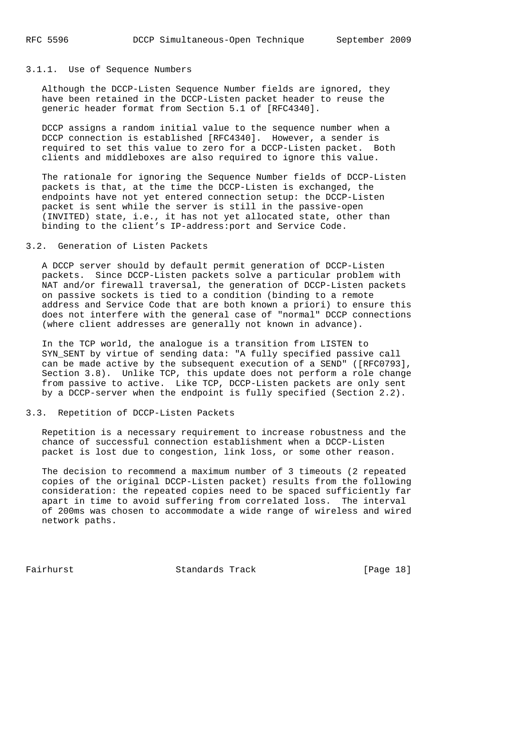#### 3.1.1. Use of Sequence Numbers

Although the DCCP-Listen Sequence Number fields are ignored, they have been retained in the DCCP-Listen packet header to reuse the generic header format from Section 5.1 of [RFC4340].

DCCP assigns a random initial value to the sequence number when a DCCP connection is established [RFC4340]. However, a sender is required to set this value to zero for a DCCP-Listen packet. Both clients and middleboxes are also required to ignore this value.

The rationale for ignoring the Sequence Number fields of DCCP-Listen packets is that, at the time the DCCP-Listen is exchanged, the endpoints have not yet entered connection setup: the DCCP-Listen packet is sent while the server is still in the passive-open (INVITED) state, i.e., it has not yet allocated state, other than binding to the client's IP-address:port and Service Code.

### 3.2. Generation of Listen Packets

A DCCP server should by default permit generation of DCCP-Listen packets. Since DCCP-Listen packets solve a particular problem with NAT and/or firewall traversal, the generation of DCCP-Listen packets on passive sockets is tied to a condition (binding to a remote address and Service Code that are both known a priori) to ensure this does not interfere with the general case of "normal" DCCP connections (where client addresses are generally not known in advance).

In the TCP world, the analogue is a transition from LISTEN to SYN_SENT by virtue of sending data: "A fully specified passive call can be made active by the subsequent execution of a SEND" ([RFC0793], Section 3.8). Unlike TCP, this update does not perform a role change from passive to active. Like TCP, DCCP-Listen packets are only sent by a DCCP-server when the endpoint is fully specified (Section 2.2).

### 3.3. Repetition of DCCP-Listen Packets

Repetition is a necessary requirement to increase robustness and the chance of successful connection establishment when a DCCP-Listen packet is lost due to congestion, link loss, or some other reason.

The decision to recommend a maximum number of 3 timeouts (2 repeated copies of the original DCCP-Listen packet) results from the following consideration: the repeated copies need to be spaced sufficiently far apart in time to avoid suffering from correlated loss. The interval of 200ms was chosen to accommodate a wide range of wireless and wired network paths.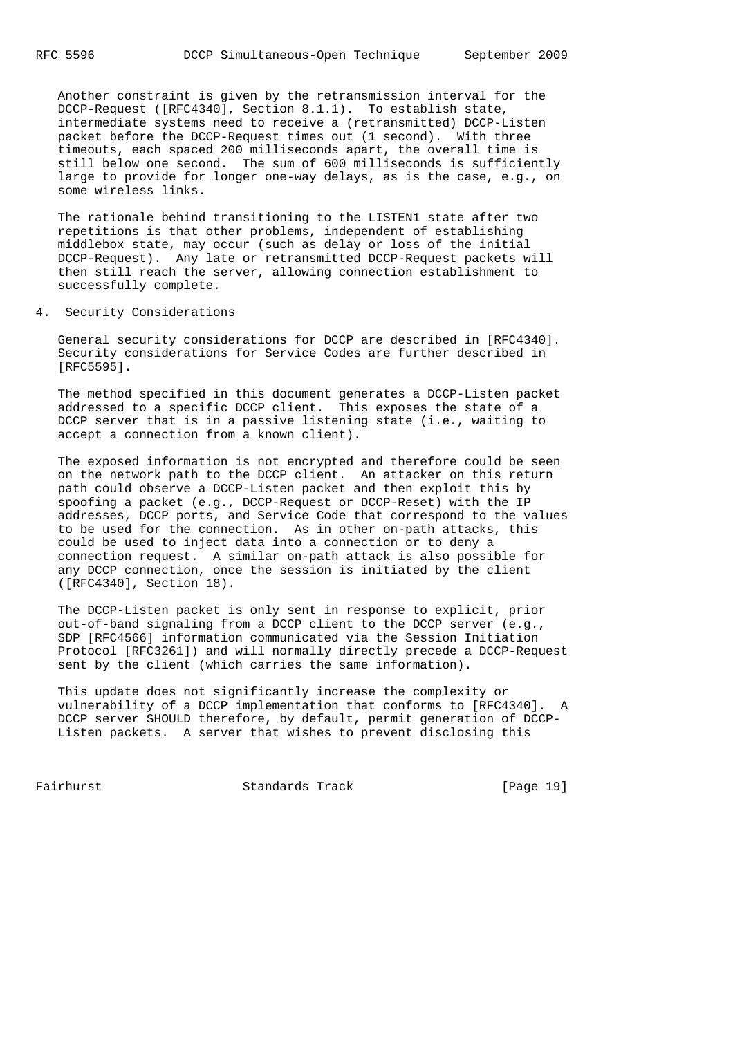Another constraint is given by the retransmission interval for the DCCP-Request ([RFC4340], Section 8.1.1). To establish state, intermediate systems need to receive a (retransmitted) DCCP-Listen packet before the DCCP-Request times out (1 second). With three timeouts, each spaced 200 milliseconds apart, the overall time is still below one second. The sum of 600 milliseconds is sufficiently large to provide for longer one-way delays, as is the case, e.g., on some wireless links.

The rationale behind transitioning to the LISTEN1 state after two repetitions is that other problems, independent of establishing middlebox state, may occur (such as delay or loss of the initial DCCP-Request). Any late or retransmitted DCCP-Request packets will then still reach the server, allowing connection establishment to successfully complete.

## 4. Security Considerations

General security considerations for DCCP are described in [RFC4340]. Security considerations for Service Codes are further described in [RFC5595].

The method specified in this document generates a DCCP-Listen packet addressed to a specific DCCP client. This exposes the state of a DCCP server that is in a passive listening state (i.e., waiting to accept a connection from a known client).

The exposed information is not encrypted and therefore could be seen on the network path to the DCCP client. An attacker on this return path could observe a DCCP-Listen packet and then exploit this by spoofing a packet (e.g., DCCP-Request or DCCP-Reset) with the IP addresses, DCCP ports, and Service Code that correspond to the values to be used for the connection. As in other on-path attacks, this could be used to inject data into a connection or to deny a connection request. A similar on-path attack is also possible for any DCCP connection, once the session is initiated by the client ([RFC4340], Section 18).

The DCCP-Listen packet is only sent in response to explicit, prior out-of-band signaling from a DCCP client to the DCCP server (e.g., SDP [RFC4566] information communicated via the Session Initiation Protocol [RFC3261]) and will normally directly precede a DCCP-Request sent by the client (which carries the same information).

This update does not significantly increase the complexity or vulnerability of a DCCP implementation that conforms to [RFC4340]. A DCCP server SHOULD therefore, by default, permit generation of DCCP-Listen packets. A server that wishes to prevent disclosing this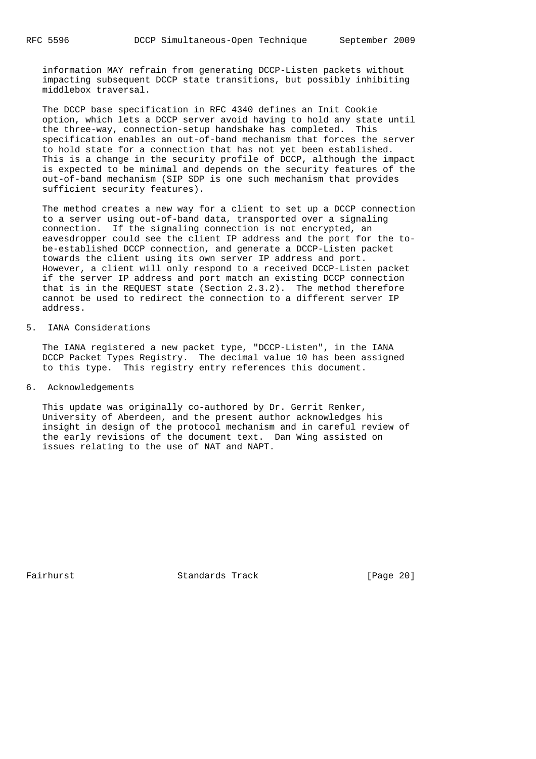information MAY refrain from generating DCCP-Listen packets without impacting subsequent DCCP state transitions, but possibly inhibiting middlebox traversal.

The DCCP base specification in RFC 4340 defines an Init Cookie option, which lets a DCCP server avoid having to hold any state until the three-way, connection-setup handshake has completed. This specification enables an out-of-band mechanism that forces the server to hold state for a connection that has not yet been established. This is a change in the security profile of DCCP, although the impact is expected to be minimal and depends on the security features of the out-of-band mechanism (SIP SDP is one such mechanism that provides sufficient security features).

The method creates a new way for a client to set up a DCCP connection to a server using out-of-band data, transported over a signaling connection. If the signaling connection is not encrypted, an eavesdropper could see the client IP address and the port for the to-be-established DCCP connection, and generate a DCCP-Listen packet towards the client using its own server IP address and port. However, a client will only respond to a received DCCP-Listen packet if the server IP address and port match an existing DCCP connection that is in the REQUEST state (Section 2.3.2). The method therefore cannot be used to redirect the connection to a different server IP address.

## 5. IANA Considerations

The IANA registered a new packet type, "DCCP-Listen", in the IANA DCCP Packet Types Registry. The decimal value 10 has been assigned to this type. This registry entry references this document.

## 6. Acknowledgements

This update was originally co-authored by Dr. Gerrit Renker, University of Aberdeen, and the present author acknowledges his insight in design of the protocol mechanism and in careful review of the early revisions of the document text. Dan Wing assisted on issues relating to the use of NAT and NAPT.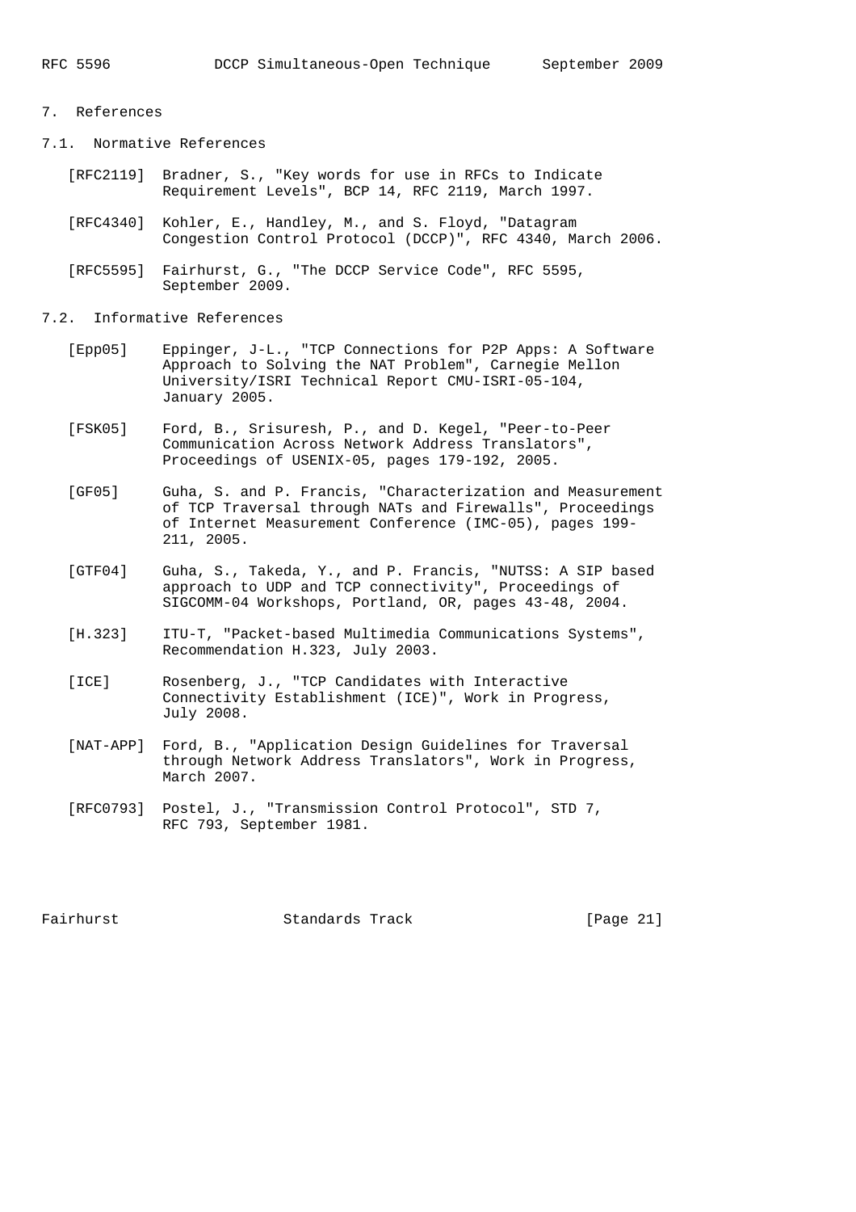# 7. References

## 7.1. Normative References

[RFC2119] Bradner, S., "Key words for use in RFCs to Indicate Requirement Levels", BCP 14, RFC 2119, March 1997.

[RFC4340] Kohler, E., Handley, M., and S. Floyd, "Datagram Congestion Control Protocol (DCCP)", RFC 4340, March 2006.

[RFC5595] Fairhurst, G., "The DCCP Service Code", RFC 5595, September 2009.

## 7.2. Informative References

[Epp05] Eppinger, J-L., "TCP Connections for P2P Apps: A Software Approach to Solving the NAT Problem", Carnegie Mellon University/ISRI Technical Report CMU-ISRI-05-104, January 2005.

[FSK05] Ford, B., Srisuresh, P., and D. Kegel, "Peer-to-Peer Communication Across Network Address Translators", Proceedings of USENIX-05, pages 179-192, 2005.

[GF05] Guha, S. and P. Francis, "Characterization and Measurement of TCP Traversal through NATs and Firewalls", Proceedings of Internet Measurement Conference (IMC-05), pages 199-211, 2005.

[GTF04] Guha, S., Takeda, Y., and P. Francis, "NUTSS: A SIP based approach to UDP and TCP connectivity", Proceedings of SIGCOMM-04 Workshops, Portland, OR, pages 43-48, 2004.

[H.323] ITU-T, "Packet-based Multimedia Communications Systems", Recommendation H.323, July 2003.

[ICE] Rosenberg, J., "TCP Candidates with Interactive Connectivity Establishment (ICE)", Work in Progress, July 2008.

[NAT-APP] Ford, B., "Application Design Guidelines for Traversal through Network Address Translators", Work in Progress, March 2007.

[RFC0793] Postel, J., "Transmission Control Protocol", STD 7, RFC 793, September 1981.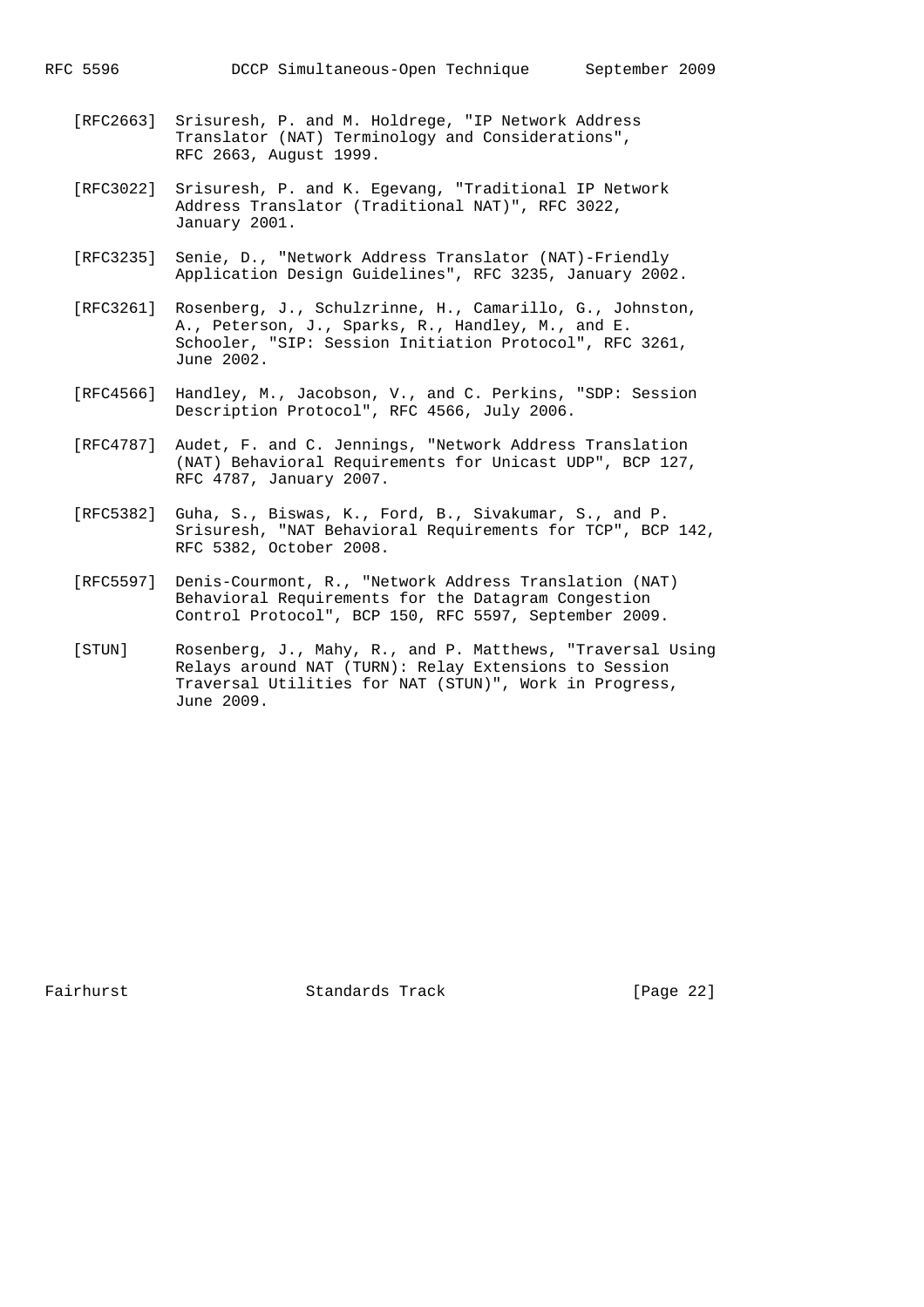[RFC2663] Srisuresh, P. and M. Holdrege, "IP Network Address Translator (NAT) Terminology and Considerations", RFC 2663, August 1999.

[RFC3022] Srisuresh, P. and K. Egevang, "Traditional IP Network Address Translator (Traditional NAT)", RFC 3022, January 2001.

[RFC3235] Senie, D., "Network Address Translator (NAT)-Friendly Application Design Guidelines", RFC 3235, January 2002.

[RFC3261] Rosenberg, J., Schulzrinne, H., Camarillo, G., Johnston, A., Peterson, J., Sparks, R., Handley, M., and E. Schooler, "SIP: Session Initiation Protocol", RFC 3261, June 2002.

[RFC4566] Handley, M., Jacobson, V., and C. Perkins, "SDP: Session Description Protocol", RFC 4566, July 2006.

[RFC4787] Audet, F. and C. Jennings, "Network Address Translation (NAT) Behavioral Requirements for Unicast UDP", BCP 127, RFC 4787, January 2007.

[RFC5382] Guha, S., Biswas, K., Ford, B., Sivakumar, S., and P. Srisuresh, "NAT Behavioral Requirements for TCP", BCP 142, RFC 5382, October 2008.

[RFC5597] Denis-Courmont, R., "Network Address Translation (NAT) Behavioral Requirements for the Datagram Congestion Control Protocol", BCP 150, RFC 5597, September 2009.

[STUN] Rosenberg, J., Mahy, R., and P. Matthews, "Traversal Using Relays around NAT (TURN): Relay Extensions to Session Traversal Utilities for NAT (STUN)", Work in Progress, June 2009.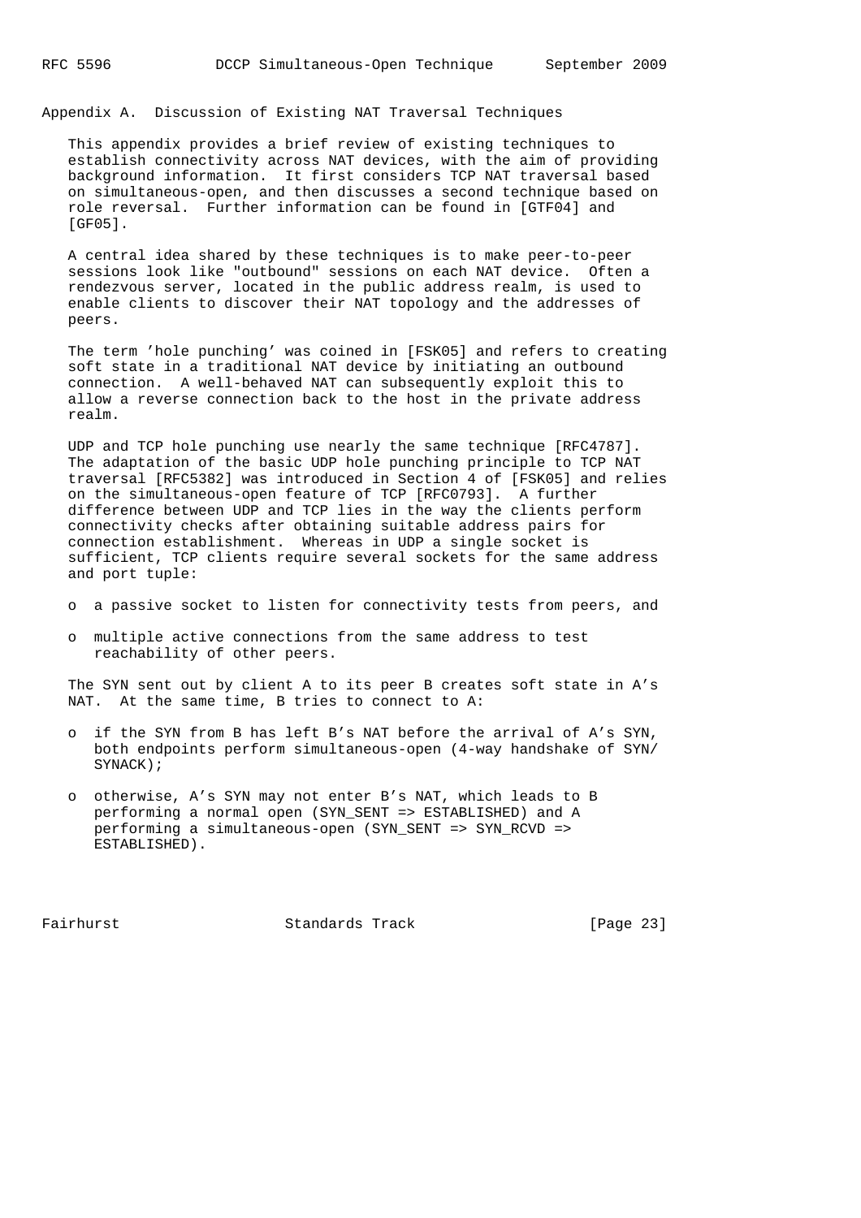## Appendix A. Discussion of Existing NAT Traversal Techniques

This appendix provides a brief review of existing techniques to establish connectivity across NAT devices, with the aim of providing background information. It first considers TCP NAT traversal based on simultaneous-open, and then discusses a second technique based on role reversal. Further information can be found in [GTF04] and [GF05].

A central idea shared by these techniques is to make peer-to-peer sessions look like "outbound" sessions on each NAT device. Often a rendezvous server, located in the public address realm, is used to enable clients to discover their NAT topology and the addresses of peers.

The term 'hole punching' was coined in [FSK05] and refers to creating soft state in a traditional NAT device by initiating an outbound connection. A well-behaved NAT can subsequently exploit this to allow a reverse connection back to the host in the private address realm.

UDP and TCP hole punching use nearly the same technique [RFC4787]. The adaptation of the basic UDP hole punching principle to TCP NAT traversal [RFC5382] was introduced in Section 4 of [FSK05] and relies on the simultaneous-open feature of TCP [RFC0793]. A further difference between UDP and TCP lies in the way the clients perform connectivity checks after obtaining suitable address pairs for connection establishment. Whereas in UDP a single socket is sufficient, TCP clients require several sockets for the same address and port tuple:

- a passive socket to listen for connectivity tests from peers, and
- multiple active connections from the same address to test reachability of other peers.

The SYN sent out by client A to its peer B creates soft state in A's NAT. At the same time, B tries to connect to A:

- if the SYN from B has left B's NAT before the arrival of A's SYN, both endpoints perform simultaneous-open (4-way handshake of SYN/SYNACK);
- otherwise, A's SYN may not enter B's NAT, which leads to B performing a normal open (SYN_SENT => ESTABLISHED) and A performing a simultaneous-open (SYN_SENT => SYN_RCVD => ESTABLISHED).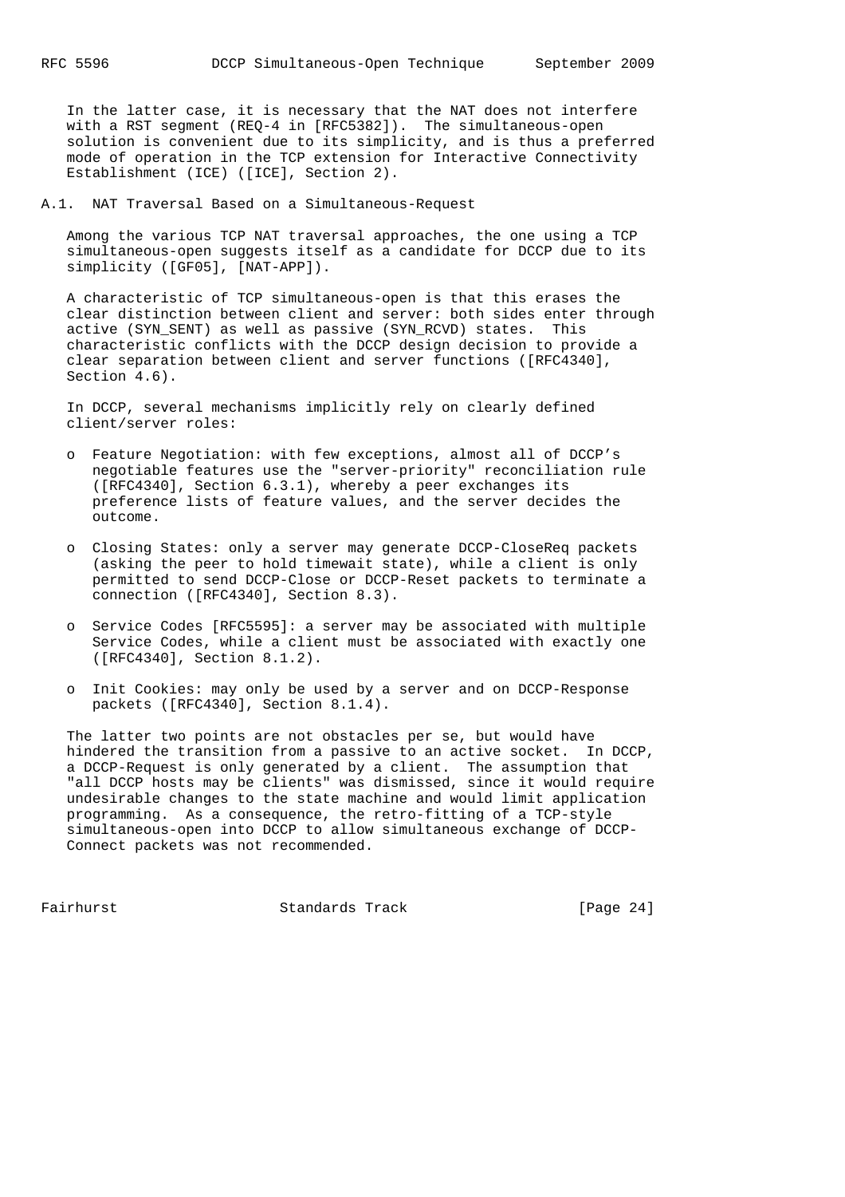In the latter case, it is necessary that the NAT does not interfere with a RST segment (REQ-4 in [RFC5382]). The simultaneous-open solution is convenient due to its simplicity, and is thus a preferred mode of operation in the TCP extension for Interactive Connectivity Establishment (ICE) ([ICE], Section 2).

### A.1. NAT Traversal Based on a Simultaneous-Request

Among the various TCP NAT traversal approaches, the one using a TCP simultaneous-open suggests itself as a candidate for DCCP due to its simplicity ([GF05], [NAT-APP]).

A characteristic of TCP simultaneous-open is that this erases the clear distinction between client and server: both sides enter through active (SYN_SENT) as well as passive (SYN_RCVD) states. This characteristic conflicts with the DCCP design decision to provide a clear separation between client and server functions ([RFC4340], Section 4.6).

In DCCP, several mechanisms implicitly rely on clearly defined client/server roles:

- Feature Negotiation: with few exceptions, almost all of DCCP's negotiable features use the "server-priority" reconciliation rule ([RFC4340], Section 6.3.1), whereby a peer exchanges its preference lists of feature values, and the server decides the outcome.
- Closing States: only a server may generate DCCP-CloseReq packets (asking the peer to hold timewait state), while a client is only permitted to send DCCP-Close or DCCP-Reset packets to terminate a connection ([RFC4340], Section 8.3).
- Service Codes [RFC5595]: a server may be associated with multiple Service Codes, while a client must be associated with exactly one ([RFC4340], Section 8.1.2).
- Init Cookies: may only be used by a server and on DCCP-Response packets ([RFC4340], Section 8.1.4).

The latter two points are not obstacles per se, but would have hindered the transition from a passive to an active socket. In DCCP, a DCCP-Request is only generated by a client. The assumption that "all DCCP hosts may be clients" was dismissed, since it would require undesirable changes to the state machine and would limit application programming. As a consequence, the retro-fitting of a TCP-style simultaneous-open into DCCP to allow simultaneous exchange of DCCP-Connect packets was not recommended.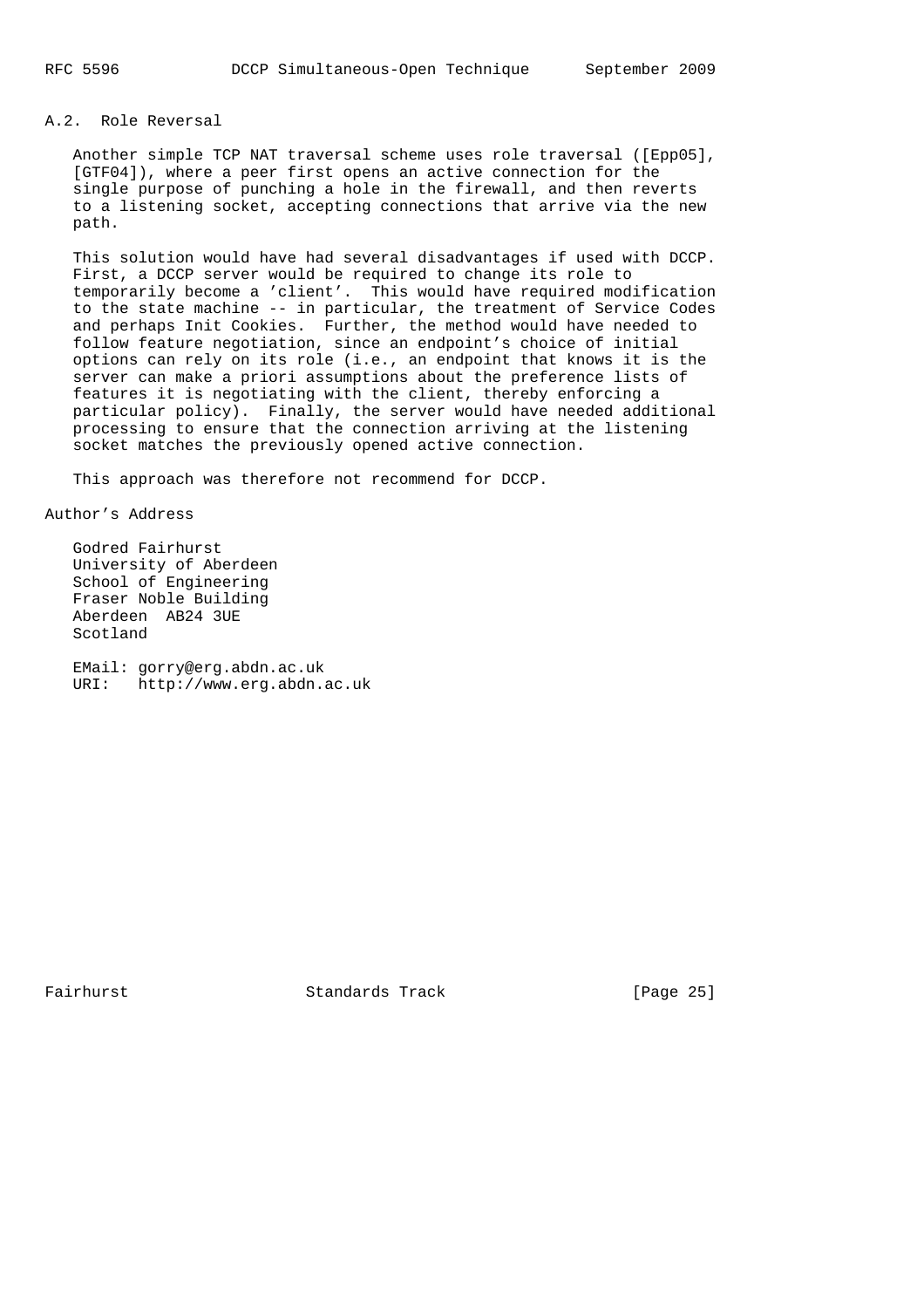### A.2. Role Reversal

Another simple TCP NAT traversal scheme uses role traversal ([Epp05], [GTF04]), where a peer first opens an active connection for the single purpose of punching a hole in the firewall, and then reverts to a listening socket, accepting connections that arrive via the new path.

This solution would have had several disadvantages if used with DCCP. First, a DCCP server would be required to change its role to temporarily become a 'client'. This would have required modification to the state machine -- in particular, the treatment of Service Codes and perhaps Init Cookies. Further, the method would have needed to follow feature negotiation, since an endpoint's choice of initial options can rely on its role (i.e., an endpoint that knows it is the server can make a priori assumptions about the preference lists of features it is negotiating with the client, thereby enforcing a particular policy). Finally, the server would have needed additional processing to ensure that the connection arriving at the listening socket matches the previously opened active connection.

This approach was therefore not recommend for DCCP.

## Author's Address

Godred Fairhurst
University of Aberdeen
School of Engineering
Fraser Noble Building
Aberdeen AB24 3UE
Scotland

EMail: gorry@erg.abdn.ac.uk
URI: http://www.erg.abdn.ac.uk